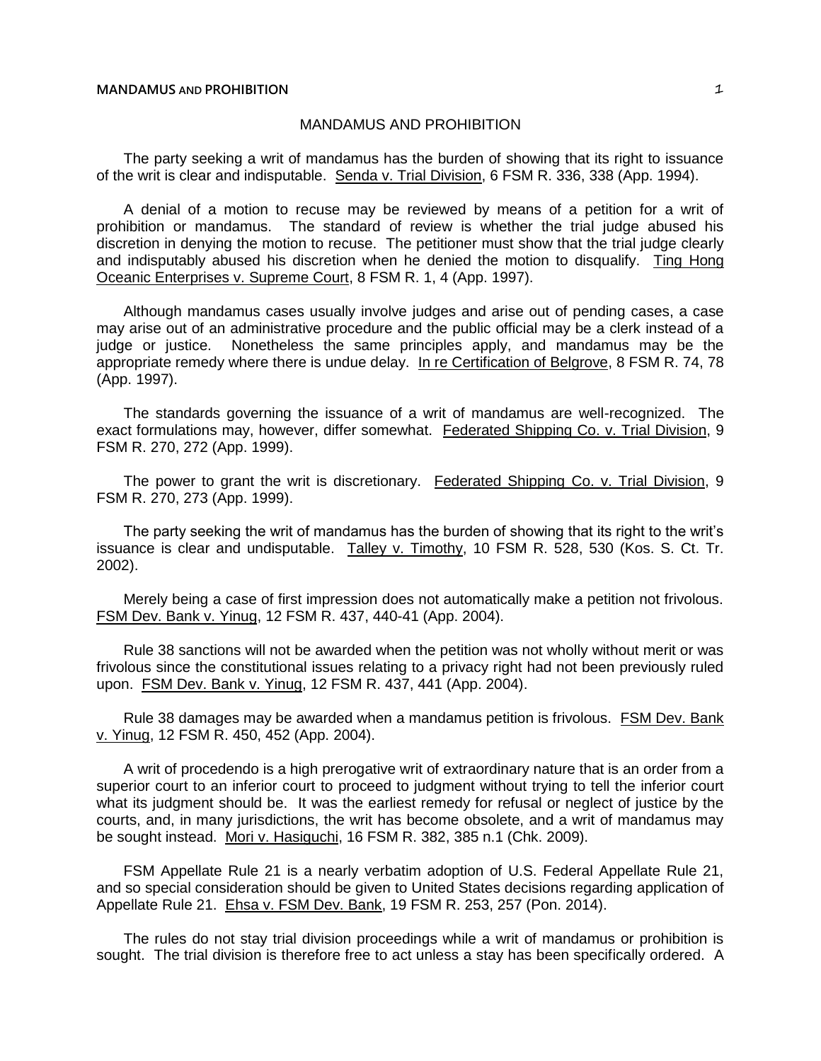# MANDAMUS AND PROHIBITION

The party seeking a writ of mandamus has the burden of showing that its right to issuance of the writ is clear and indisputable. Senda v. Trial Division, 6 FSM R. 336, 338 (App. 1994).

A denial of a motion to recuse may be reviewed by means of a petition for a writ of prohibition or mandamus. The standard of review is whether the trial judge abused his discretion in denying the motion to recuse. The petitioner must show that the trial judge clearly and indisputably abused his discretion when he denied the motion to disqualify. Ting Hong Oceanic Enterprises v. Supreme Court, 8 FSM R. 1, 4 (App. 1997).

Although mandamus cases usually involve judges and arise out of pending cases, a case may arise out of an administrative procedure and the public official may be a clerk instead of a judge or justice. Nonetheless the same principles apply, and mandamus may be the appropriate remedy where there is undue delay. In re Certification of Belgrove, 8 FSM R. 74, 78 (App. 1997).

The standards governing the issuance of a writ of mandamus are well-recognized. The exact formulations may, however, differ somewhat. Federated Shipping Co. v. Trial Division, 9 FSM R. 270, 272 (App. 1999).

The power to grant the writ is discretionary. Federated Shipping Co. v. Trial Division, 9 FSM R. 270, 273 (App. 1999).

The party seeking the writ of mandamus has the burden of showing that its right to the writ's issuance is clear and undisputable. Talley v. Timothy, 10 FSM R. 528, 530 (Kos. S. Ct. Tr. 2002).

Merely being a case of first impression does not automatically make a petition not frivolous. FSM Dev. Bank v. Yinug, 12 FSM R. 437, 440-41 (App. 2004).

Rule 38 sanctions will not be awarded when the petition was not wholly without merit or was frivolous since the constitutional issues relating to a privacy right had not been previously ruled upon. FSM Dev. Bank v. Yinug, 12 FSM R. 437, 441 (App. 2004).

Rule 38 damages may be awarded when a mandamus petition is frivolous. FSM Dev. Bank v. Yinug, 12 FSM R. 450, 452 (App. 2004).

A writ of procedendo is a high prerogative writ of extraordinary nature that is an order from a superior court to an inferior court to proceed to judgment without trying to tell the inferior court what its judgment should be. It was the earliest remedy for refusal or neglect of justice by the courts, and, in many jurisdictions, the writ has become obsolete, and a writ of mandamus may be sought instead. Mori v. Hasiguchi, 16 FSM R. 382, 385 n.1 (Chk. 2009).

FSM Appellate Rule 21 is a nearly verbatim adoption of U.S. Federal Appellate Rule 21, and so special consideration should be given to United States decisions regarding application of Appellate Rule 21. Ehsa v. FSM Dev. Bank, 19 FSM R. 253, 257 (Pon. 2014).

The rules do not stay trial division proceedings while a writ of mandamus or prohibition is sought. The trial division is therefore free to act unless a stay has been specifically ordered. A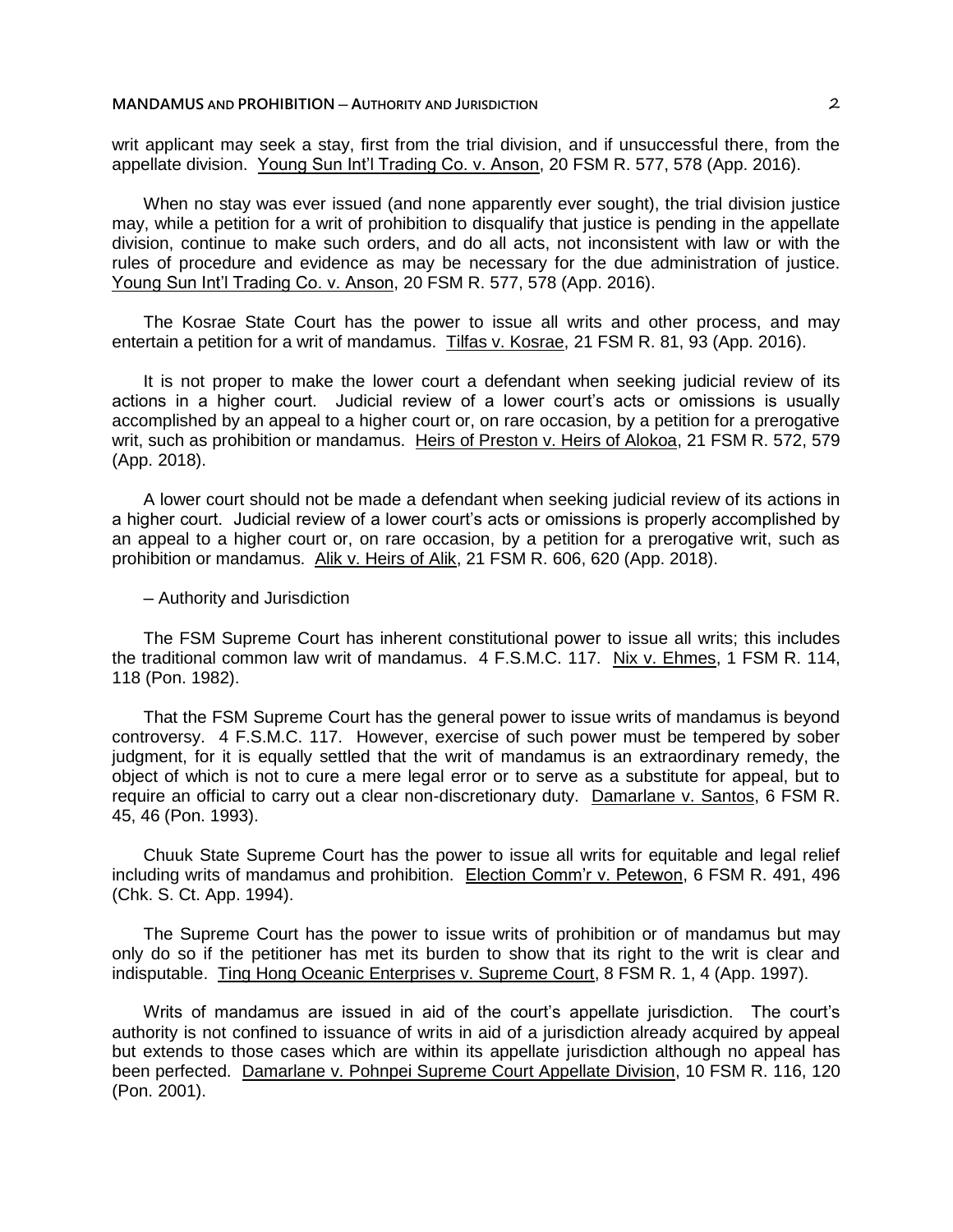writ applicant may seek a stay, first from the trial division, and if unsuccessful there, from the appellate division. Young Sun Int'l Trading Co. v. Anson, 20 FSM R. 577, 578 (App. 2016).

When no stay was ever issued (and none apparently ever sought), the trial division justice may, while a petition for a writ of prohibition to disqualify that justice is pending in the appellate division, continue to make such orders, and do all acts, not inconsistent with law or with the rules of procedure and evidence as may be necessary for the due administration of justice. Young Sun Int'l Trading Co. v. Anson, 20 FSM R. 577, 578 (App. 2016).

The Kosrae State Court has the power to issue all writs and other process, and may entertain a petition for a writ of mandamus. Tilfas v. Kosrae, 21 FSM R. 81, 93 (App. 2016).

It is not proper to make the lower court a defendant when seeking judicial review of its actions in a higher court. Judicial review of a lower court's acts or omissions is usually accomplished by an appeal to a higher court or, on rare occasion, by a petition for a prerogative writ, such as prohibition or mandamus. Heirs of Preston v. Heirs of Alokoa, 21 FSM R. 572, 579 (App. 2018).

A lower court should not be made a defendant when seeking judicial review of its actions in a higher court. Judicial review of a lower court's acts or omissions is properly accomplished by an appeal to a higher court or, on rare occasion, by a petition for a prerogative writ, such as prohibition or mandamus. Alik v. Heirs of Alik, 21 FSM R. 606, 620 (App. 2018).

– Authority and Jurisdiction

The FSM Supreme Court has inherent constitutional power to issue all writs; this includes the traditional common law writ of mandamus. 4 F.S.M.C. 117. Nix v. Ehmes, 1 FSM R. 114, 118 (Pon. 1982).

That the FSM Supreme Court has the general power to issue writs of mandamus is beyond controversy. 4 F.S.M.C. 117. However, exercise of such power must be tempered by sober judgment, for it is equally settled that the writ of mandamus is an extraordinary remedy, the object of which is not to cure a mere legal error or to serve as a substitute for appeal, but to require an official to carry out a clear non-discretionary duty. Damarlane v. Santos, 6 FSM R. 45, 46 (Pon. 1993).

Chuuk State Supreme Court has the power to issue all writs for equitable and legal relief including writs of mandamus and prohibition. Election Comm'r v. Petewon, 6 FSM R. 491, 496 (Chk. S. Ct. App. 1994).

The Supreme Court has the power to issue writs of prohibition or of mandamus but may only do so if the petitioner has met its burden to show that its right to the writ is clear and indisputable. Ting Hong Oceanic Enterprises v. Supreme Court, 8 FSM R. 1, 4 (App. 1997).

Writs of mandamus are issued in aid of the court's appellate jurisdiction. The court's authority is not confined to issuance of writs in aid of a jurisdiction already acquired by appeal but extends to those cases which are within its appellate jurisdiction although no appeal has been perfected. Damarlane v. Pohnpei Supreme Court Appellate Division, 10 FSM R. 116, 120 (Pon. 2001).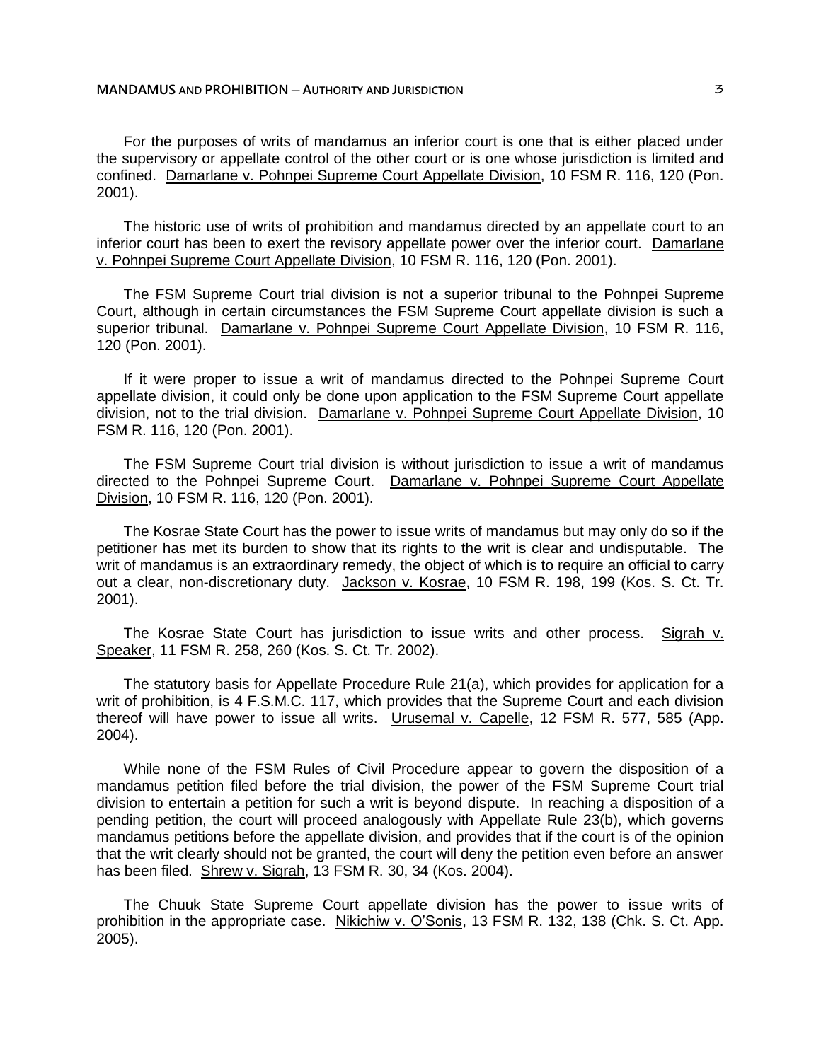For the purposes of writs of mandamus an inferior court is one that is either placed under the supervisory or appellate control of the other court or is one whose jurisdiction is limited and confined. Damarlane v. Pohnpei Supreme Court Appellate Division, 10 FSM R. 116, 120 (Pon. 2001).

The historic use of writs of prohibition and mandamus directed by an appellate court to an inferior court has been to exert the revisory appellate power over the inferior court. Damarlane v. Pohnpei Supreme Court Appellate Division, 10 FSM R. 116, 120 (Pon. 2001).

The FSM Supreme Court trial division is not a superior tribunal to the Pohnpei Supreme Court, although in certain circumstances the FSM Supreme Court appellate division is such a superior tribunal. Damarlane v. Pohnpei Supreme Court Appellate Division, 10 FSM R. 116, 120 (Pon. 2001).

If it were proper to issue a writ of mandamus directed to the Pohnpei Supreme Court appellate division, it could only be done upon application to the FSM Supreme Court appellate division, not to the trial division. Damarlane v. Pohnpei Supreme Court Appellate Division, 10 FSM R. 116, 120 (Pon. 2001).

The FSM Supreme Court trial division is without jurisdiction to issue a writ of mandamus directed to the Pohnpei Supreme Court. Damarlane v. Pohnpei Supreme Court Appellate Division, 10 FSM R. 116, 120 (Pon. 2001).

The Kosrae State Court has the power to issue writs of mandamus but may only do so if the petitioner has met its burden to show that its rights to the writ is clear and undisputable. The writ of mandamus is an extraordinary remedy, the object of which is to require an official to carry out a clear, non-discretionary duty. Jackson v. Kosrae, 10 FSM R. 198, 199 (Kos. S. Ct. Tr. 2001).

The Kosrae State Court has jurisdiction to issue writs and other process. Sigrah v. Speaker, 11 FSM R. 258, 260 (Kos. S. Ct. Tr. 2002).

The statutory basis for Appellate Procedure Rule 21(a), which provides for application for a writ of prohibition, is 4 F.S.M.C. 117, which provides that the Supreme Court and each division thereof will have power to issue all writs. Urusemal v. Capelle, 12 FSM R. 577, 585 (App. 2004).

While none of the FSM Rules of Civil Procedure appear to govern the disposition of a mandamus petition filed before the trial division, the power of the FSM Supreme Court trial division to entertain a petition for such a writ is beyond dispute. In reaching a disposition of a pending petition, the court will proceed analogously with Appellate Rule 23(b), which governs mandamus petitions before the appellate division, and provides that if the court is of the opinion that the writ clearly should not be granted, the court will deny the petition even before an answer has been filed. Shrew v. Sigrah, 13 FSM R. 30, 34 (Kos. 2004).

The Chuuk State Supreme Court appellate division has the power to issue writs of prohibition in the appropriate case. Nikichiw v. O'Sonis, 13 FSM R. 132, 138 (Chk. S. Ct. App. 2005).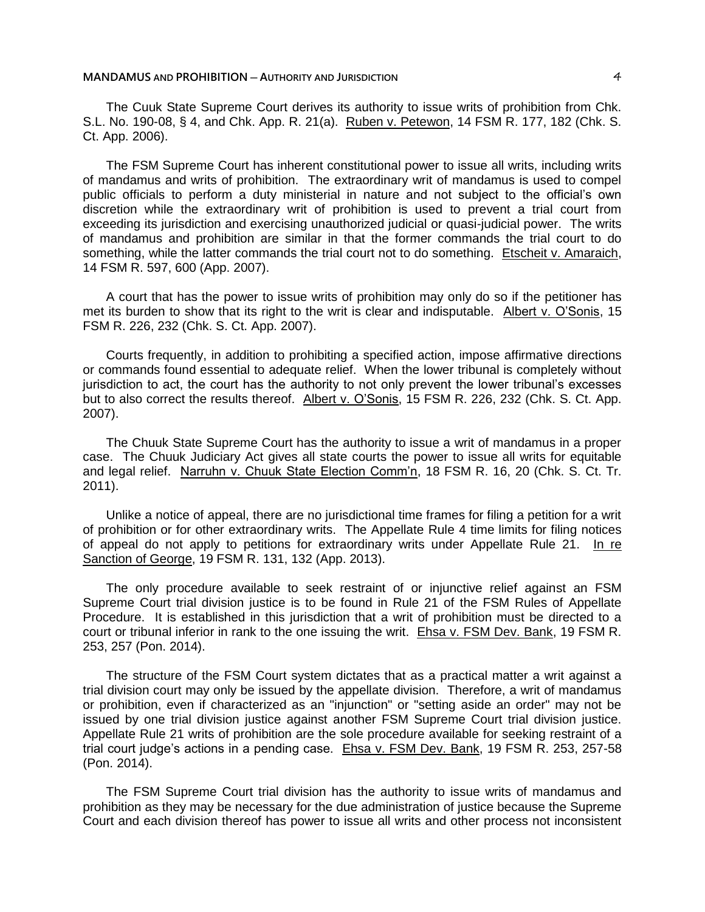The Cuuk State Supreme Court derives its authority to issue writs of prohibition from Chk. S.L. No. 190-08, § 4, and Chk. App. R. 21(a). Ruben v. Petewon, 14 FSM R. 177, 182 (Chk. S. Ct. App. 2006).

The FSM Supreme Court has inherent constitutional power to issue all writs, including writs of mandamus and writs of prohibition. The extraordinary writ of mandamus is used to compel public officials to perform a duty ministerial in nature and not subject to the official's own discretion while the extraordinary writ of prohibition is used to prevent a trial court from exceeding its jurisdiction and exercising unauthorized judicial or quasi-judicial power. The writs of mandamus and prohibition are similar in that the former commands the trial court to do something, while the latter commands the trial court not to do something. Etscheit v. Amaraich, 14 FSM R. 597, 600 (App. 2007).

A court that has the power to issue writs of prohibition may only do so if the petitioner has met its burden to show that its right to the writ is clear and indisputable. Albert v. O'Sonis, 15 FSM R. 226, 232 (Chk. S. Ct. App. 2007).

Courts frequently, in addition to prohibiting a specified action, impose affirmative directions or commands found essential to adequate relief. When the lower tribunal is completely without jurisdiction to act, the court has the authority to not only prevent the lower tribunal's excesses but to also correct the results thereof. Albert v. O'Sonis, 15 FSM R. 226, 232 (Chk. S. Ct. App. 2007).

The Chuuk State Supreme Court has the authority to issue a writ of mandamus in a proper case. The Chuuk Judiciary Act gives all state courts the power to issue all writs for equitable and legal relief. Narruhn v. Chuuk State Election Comm'n, 18 FSM R. 16, 20 (Chk. S. Ct. Tr. 2011).

Unlike a notice of appeal, there are no jurisdictional time frames for filing a petition for a writ of prohibition or for other extraordinary writs. The Appellate Rule 4 time limits for filing notices of appeal do not apply to petitions for extraordinary writs under Appellate Rule 21. In re Sanction of George, 19 FSM R. 131, 132 (App. 2013).

The only procedure available to seek restraint of or injunctive relief against an FSM Supreme Court trial division justice is to be found in Rule 21 of the FSM Rules of Appellate Procedure. It is established in this jurisdiction that a writ of prohibition must be directed to a court or tribunal inferior in rank to the one issuing the writ. Ehsa v. FSM Dev. Bank, 19 FSM R. 253, 257 (Pon. 2014).

The structure of the FSM Court system dictates that as a practical matter a writ against a trial division court may only be issued by the appellate division. Therefore, a writ of mandamus or prohibition, even if characterized as an "injunction" or "setting aside an order" may not be issued by one trial division justice against another FSM Supreme Court trial division justice. Appellate Rule 21 writs of prohibition are the sole procedure available for seeking restraint of a trial court judge's actions in a pending case. Ehsa v. FSM Dev. Bank, 19 FSM R. 253, 257-58 (Pon. 2014).

The FSM Supreme Court trial division has the authority to issue writs of mandamus and prohibition as they may be necessary for the due administration of justice because the Supreme Court and each division thereof has power to issue all writs and other process not inconsistent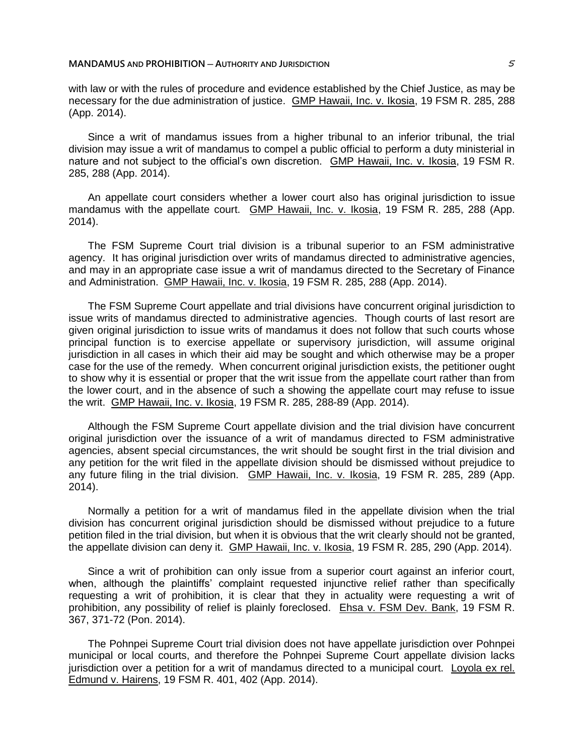with law or with the rules of procedure and evidence established by the Chief Justice, as may be necessary for the due administration of justice. GMP Hawaii, Inc. v. Ikosia, 19 FSM R. 285, 288 (App. 2014).

Since a writ of mandamus issues from a higher tribunal to an inferior tribunal, the trial division may issue a writ of mandamus to compel a public official to perform a duty ministerial in nature and not subject to the official's own discretion. GMP Hawaii, Inc. v. Ikosia, 19 FSM R. 285, 288 (App. 2014).

An appellate court considers whether a lower court also has original jurisdiction to issue mandamus with the appellate court. GMP Hawaii, Inc. v. Ikosia, 19 FSM R. 285, 288 (App. 2014).

The FSM Supreme Court trial division is a tribunal superior to an FSM administrative agency. It has original jurisdiction over writs of mandamus directed to administrative agencies, and may in an appropriate case issue a writ of mandamus directed to the Secretary of Finance and Administration. GMP Hawaii, Inc. v. Ikosia, 19 FSM R. 285, 288 (App. 2014).

The FSM Supreme Court appellate and trial divisions have concurrent original jurisdiction to issue writs of mandamus directed to administrative agencies. Though courts of last resort are given original jurisdiction to issue writs of mandamus it does not follow that such courts whose principal function is to exercise appellate or supervisory jurisdiction, will assume original jurisdiction in all cases in which their aid may be sought and which otherwise may be a proper case for the use of the remedy. When concurrent original jurisdiction exists, the petitioner ought to show why it is essential or proper that the writ issue from the appellate court rather than from the lower court, and in the absence of such a showing the appellate court may refuse to issue the writ. GMP Hawaii, Inc. v. Ikosia, 19 FSM R. 285, 288-89 (App. 2014).

Although the FSM Supreme Court appellate division and the trial division have concurrent original jurisdiction over the issuance of a writ of mandamus directed to FSM administrative agencies, absent special circumstances, the writ should be sought first in the trial division and any petition for the writ filed in the appellate division should be dismissed without prejudice to any future filing in the trial division. GMP Hawaii, Inc. v. Ikosia, 19 FSM R. 285, 289 (App. 2014).

Normally a petition for a writ of mandamus filed in the appellate division when the trial division has concurrent original jurisdiction should be dismissed without prejudice to a future petition filed in the trial division, but when it is obvious that the writ clearly should not be granted, the appellate division can deny it. GMP Hawaii, Inc. v. Ikosia, 19 FSM R. 285, 290 (App. 2014).

Since a writ of prohibition can only issue from a superior court against an inferior court, when, although the plaintiffs' complaint requested injunctive relief rather than specifically requesting a writ of prohibition, it is clear that they in actuality were requesting a writ of prohibition, any possibility of relief is plainly foreclosed. Ehsa v. FSM Dev. Bank, 19 FSM R. 367, 371-72 (Pon. 2014).

The Pohnpei Supreme Court trial division does not have appellate jurisdiction over Pohnpei municipal or local courts, and therefore the Pohnpei Supreme Court appellate division lacks jurisdiction over a petition for a writ of mandamus directed to a municipal court. Loyola ex rel. Edmund v. Hairens, 19 FSM R. 401, 402 (App. 2014).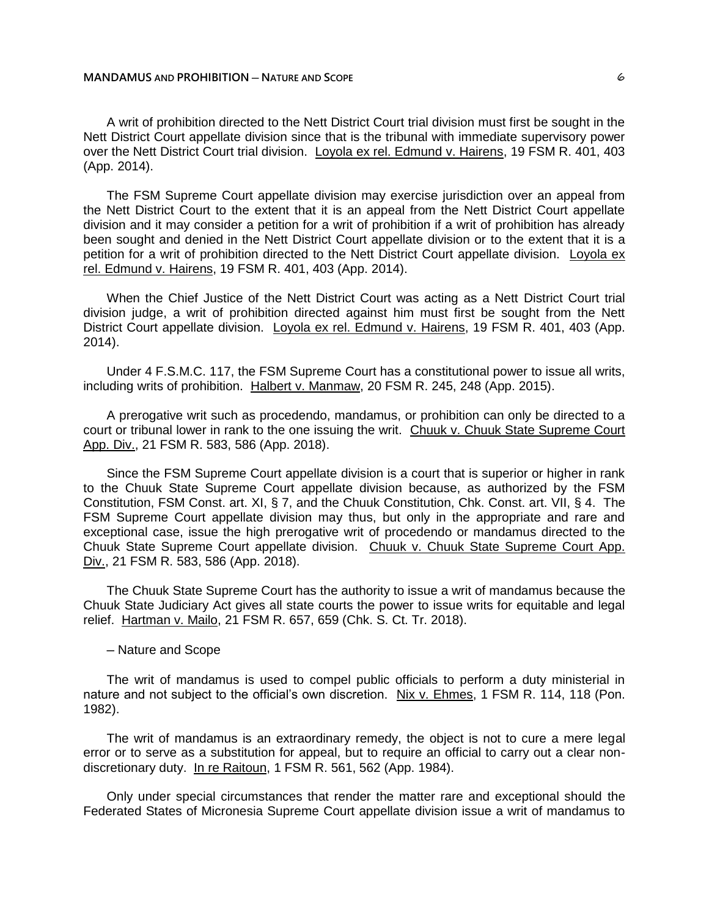A writ of prohibition directed to the Nett District Court trial division must first be sought in the Nett District Court appellate division since that is the tribunal with immediate supervisory power over the Nett District Court trial division. Loyola ex rel. Edmund v. Hairens, 19 FSM R. 401, 403 (App. 2014).

The FSM Supreme Court appellate division may exercise jurisdiction over an appeal from the Nett District Court to the extent that it is an appeal from the Nett District Court appellate division and it may consider a petition for a writ of prohibition if a writ of prohibition has already been sought and denied in the Nett District Court appellate division or to the extent that it is a petition for a writ of prohibition directed to the Nett District Court appellate division. Loyola ex rel. Edmund v. Hairens, 19 FSM R. 401, 403 (App. 2014).

When the Chief Justice of the Nett District Court was acting as a Nett District Court trial division judge, a writ of prohibition directed against him must first be sought from the Nett District Court appellate division. Loyola ex rel. Edmund v. Hairens, 19 FSM R. 401, 403 (App. 2014).

Under 4 F.S.M.C. 117, the FSM Supreme Court has a constitutional power to issue all writs, including writs of prohibition. Halbert v. Manmaw, 20 FSM R. 245, 248 (App. 2015).

A prerogative writ such as procedendo, mandamus, or prohibition can only be directed to a court or tribunal lower in rank to the one issuing the writ. Chuuk v. Chuuk State Supreme Court App. Div., 21 FSM R. 583, 586 (App. 2018).

Since the FSM Supreme Court appellate division is a court that is superior or higher in rank to the Chuuk State Supreme Court appellate division because, as authorized by the FSM Constitution, FSM Const. art. XI, § 7, and the Chuuk Constitution, Chk. Const. art. VII, § 4. The FSM Supreme Court appellate division may thus, but only in the appropriate and rare and exceptional case, issue the high prerogative writ of procedendo or mandamus directed to the Chuuk State Supreme Court appellate division. Chuuk v. Chuuk State Supreme Court App. Div., 21 FSM R. 583, 586 (App. 2018).

The Chuuk State Supreme Court has the authority to issue a writ of mandamus because the Chuuk State Judiciary Act gives all state courts the power to issue writs for equitable and legal relief. Hartman v. Mailo, 21 FSM R. 657, 659 (Chk. S. Ct. Tr. 2018).

– Nature and Scope

The writ of mandamus is used to compel public officials to perform a duty ministerial in nature and not subject to the official's own discretion. Nix v. Ehmes, 1 FSM R. 114, 118 (Pon. 1982).

The writ of mandamus is an extraordinary remedy, the object is not to cure a mere legal error or to serve as a substitution for appeal, but to require an official to carry out a clear non-discretionary duty. In re Raitoun, 1 FSM R. 561, 562 (App. 1984).

Only under special circumstances that render the matter rare and exceptional should the Federated States of Micronesia Supreme Court appellate division issue a writ of mandamus to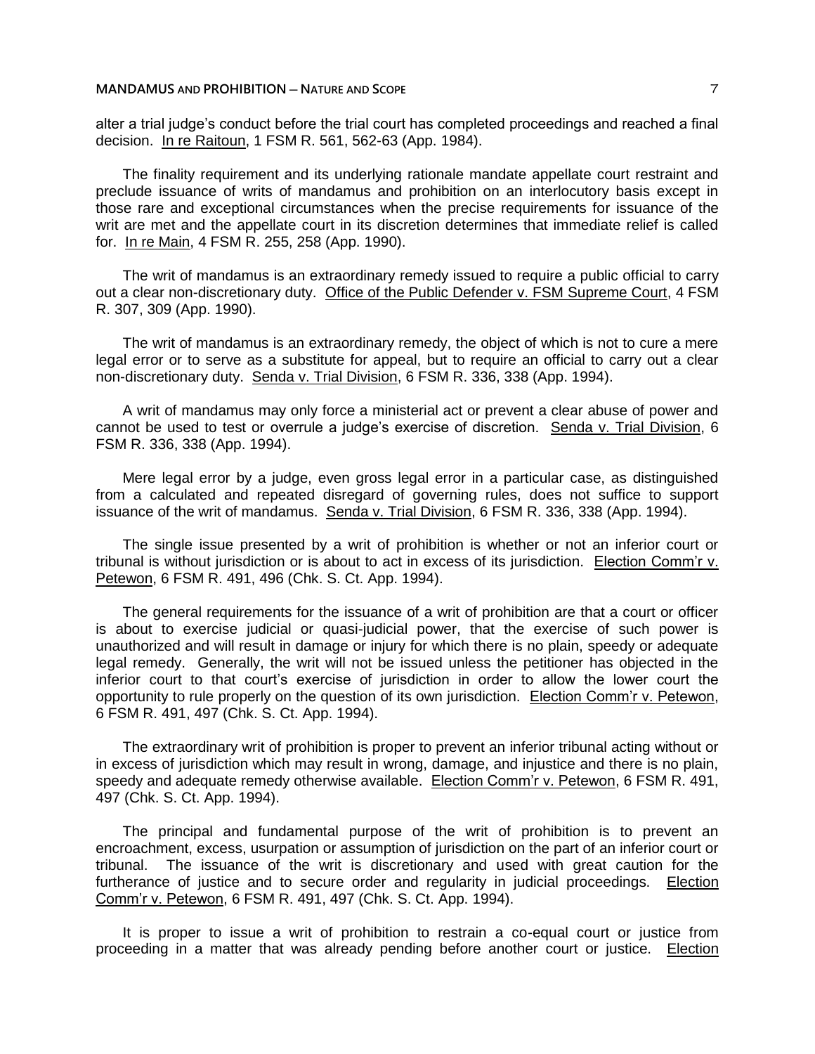alter a trial judge's conduct before the trial court has completed proceedings and reached a final decision. In re Raitoun, 1 FSM R. 561, 562-63 (App. 1984).

The finality requirement and its underlying rationale mandate appellate court restraint and preclude issuance of writs of mandamus and prohibition on an interlocutory basis except in those rare and exceptional circumstances when the precise requirements for issuance of the writ are met and the appellate court in its discretion determines that immediate relief is called for. In re Main, 4 FSM R. 255, 258 (App. 1990).

The writ of mandamus is an extraordinary remedy issued to require a public official to carry out a clear non-discretionary duty. Office of the Public Defender v. FSM Supreme Court, 4 FSM R. 307, 309 (App. 1990).

The writ of mandamus is an extraordinary remedy, the object of which is not to cure a mere legal error or to serve as a substitute for appeal, but to require an official to carry out a clear non-discretionary duty. Senda v. Trial Division, 6 FSM R. 336, 338 (App. 1994).

A writ of mandamus may only force a ministerial act or prevent a clear abuse of power and cannot be used to test or overrule a judge's exercise of discretion. Senda v. Trial Division, 6 FSM R. 336, 338 (App. 1994).

Mere legal error by a judge, even gross legal error in a particular case, as distinguished from a calculated and repeated disregard of governing rules, does not suffice to support issuance of the writ of mandamus. Senda v. Trial Division, 6 FSM R. 336, 338 (App. 1994).

The single issue presented by a writ of prohibition is whether or not an inferior court or tribunal is without jurisdiction or is about to act in excess of its jurisdiction. Election Comm'r v. Petewon, 6 FSM R. 491, 496 (Chk. S. Ct. App. 1994).

The general requirements for the issuance of a writ of prohibition are that a court or officer is about to exercise judicial or quasi-judicial power, that the exercise of such power is unauthorized and will result in damage or injury for which there is no plain, speedy or adequate legal remedy. Generally, the writ will not be issued unless the petitioner has objected in the inferior court to that court's exercise of jurisdiction in order to allow the lower court the opportunity to rule properly on the question of its own jurisdiction. Election Comm'r v. Petewon, 6 FSM R. 491, 497 (Chk. S. Ct. App. 1994).

The extraordinary writ of prohibition is proper to prevent an inferior tribunal acting without or in excess of jurisdiction which may result in wrong, damage, and injustice and there is no plain, speedy and adequate remedy otherwise available. Election Comm'r v. Petewon, 6 FSM R. 491, 497 (Chk. S. Ct. App. 1994).

The principal and fundamental purpose of the writ of prohibition is to prevent an encroachment, excess, usurpation or assumption of jurisdiction on the part of an inferior court or tribunal. The issuance of the writ is discretionary and used with great caution for the furtherance of justice and to secure order and regularity in judicial proceedings. Election Comm'r v. Petewon, 6 FSM R. 491, 497 (Chk. S. Ct. App. 1994).

It is proper to issue a writ of prohibition to restrain a co-equal court or justice from proceeding in a matter that was already pending before another court or justice. Election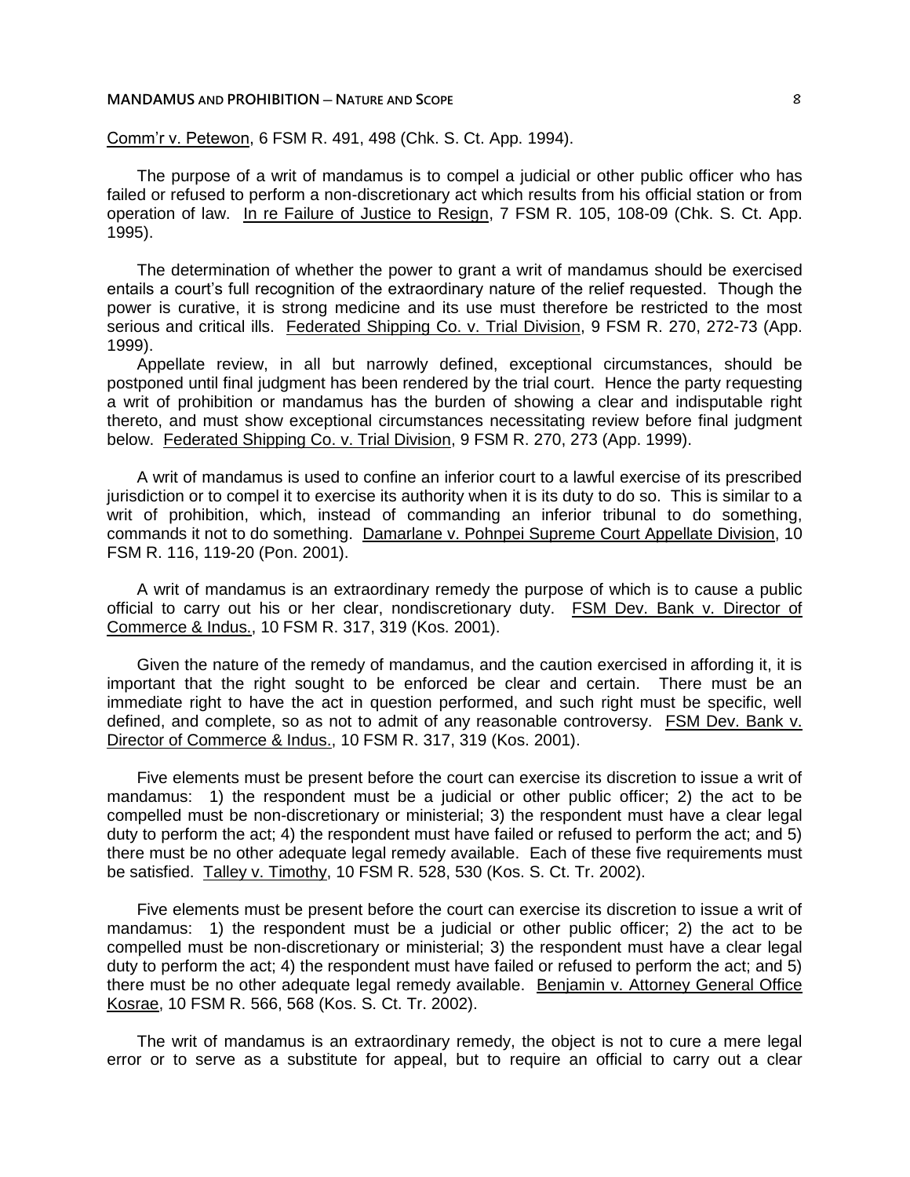Comm'r v. Petewon, 6 FSM R. 491, 498 (Chk. S. Ct. App. 1994).

The purpose of a writ of mandamus is to compel a judicial or other public officer who has failed or refused to perform a non-discretionary act which results from his official station or from operation of law. In re Failure of Justice to Resign, 7 FSM R. 105, 108-09 (Chk. S. Ct. App. 1995).

The determination of whether the power to grant a writ of mandamus should be exercised entails a court's full recognition of the extraordinary nature of the relief requested. Though the power is curative, it is strong medicine and its use must therefore be restricted to the most serious and critical ills. Federated Shipping Co. v. Trial Division, 9 FSM R. 270, 272-73 (App. 1999).

Appellate review, in all but narrowly defined, exceptional circumstances, should be postponed until final judgment has been rendered by the trial court. Hence the party requesting a writ of prohibition or mandamus has the burden of showing a clear and indisputable right thereto, and must show exceptional circumstances necessitating review before final judgment below. Federated Shipping Co. v. Trial Division, 9 FSM R. 270, 273 (App. 1999).

A writ of mandamus is used to confine an inferior court to a lawful exercise of its prescribed jurisdiction or to compel it to exercise its authority when it is its duty to do so. This is similar to a writ of prohibition, which, instead of commanding an inferior tribunal to do something, commands it not to do something. Damarlane v. Pohnpei Supreme Court Appellate Division, 10 FSM R. 116, 119-20 (Pon. 2001).

A writ of mandamus is an extraordinary remedy the purpose of which is to cause a public official to carry out his or her clear, nondiscretionary duty. FSM Dev. Bank v. Director of Commerce & Indus., 10 FSM R. 317, 319 (Kos. 2001).

Given the nature of the remedy of mandamus, and the caution exercised in affording it, it is important that the right sought to be enforced be clear and certain. There must be an immediate right to have the act in question performed, and such right must be specific, well defined, and complete, so as not to admit of any reasonable controversy. FSM Dev. Bank v. Director of Commerce & Indus., 10 FSM R. 317, 319 (Kos. 2001).

Five elements must be present before the court can exercise its discretion to issue a writ of mandamus: 1) the respondent must be a judicial or other public officer; 2) the act to be compelled must be non-discretionary or ministerial; 3) the respondent must have a clear legal duty to perform the act; 4) the respondent must have failed or refused to perform the act; and 5) there must be no other adequate legal remedy available. Each of these five requirements must be satisfied. Talley v. Timothy, 10 FSM R. 528, 530 (Kos. S. Ct. Tr. 2002).

Five elements must be present before the court can exercise its discretion to issue a writ of mandamus: 1) the respondent must be a judicial or other public officer; 2) the act to be compelled must be non-discretionary or ministerial; 3) the respondent must have a clear legal duty to perform the act; 4) the respondent must have failed or refused to perform the act; and 5) there must be no other adequate legal remedy available. Benjamin v. Attorney General Office Kosrae, 10 FSM R. 566, 568 (Kos. S. Ct. Tr. 2002).

The writ of mandamus is an extraordinary remedy, the object is not to cure a mere legal error or to serve as a substitute for appeal, but to require an official to carry out a clear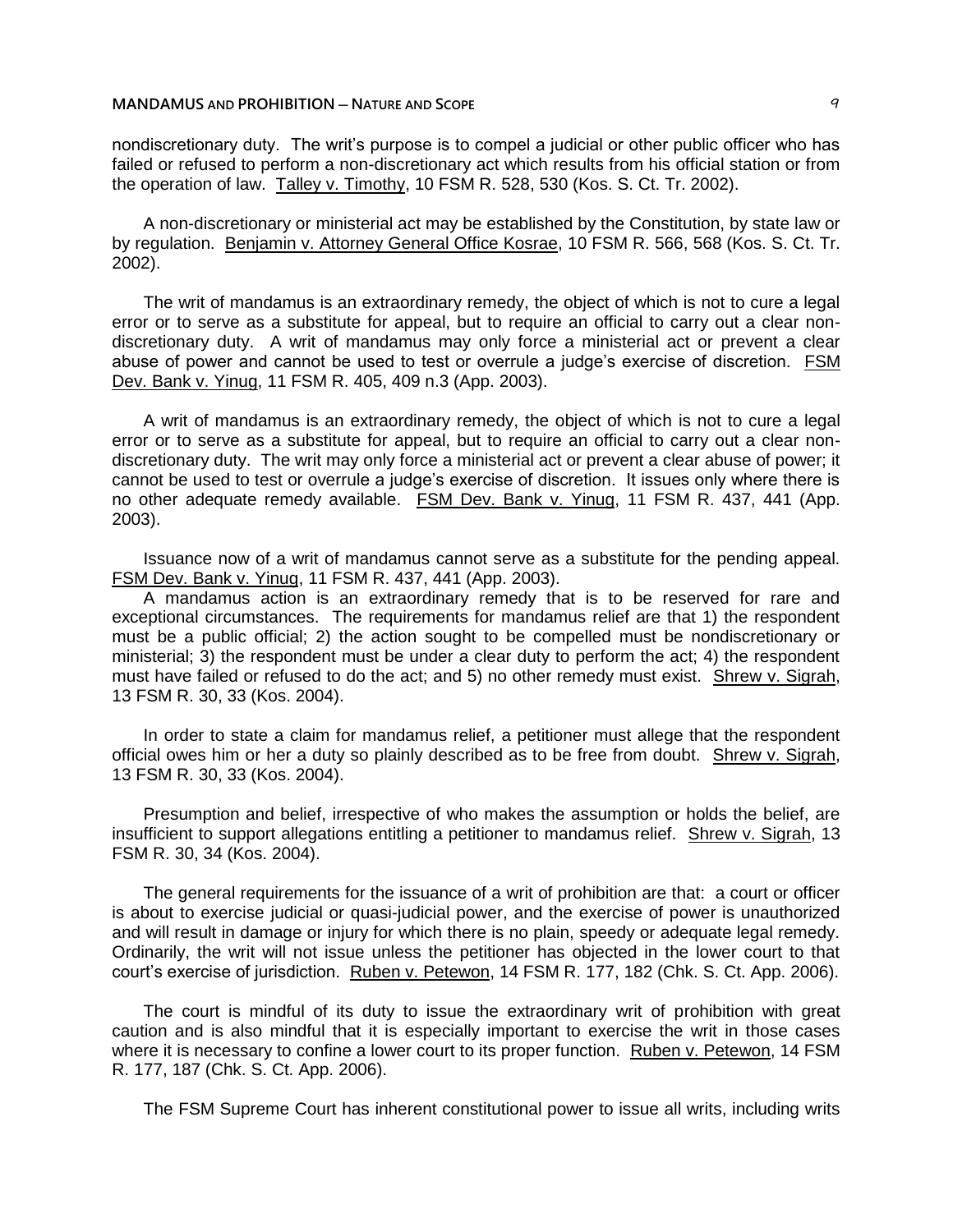nondiscretionary duty. The writ's purpose is to compel a judicial or other public officer who has failed or refused to perform a non-discretionary act which results from his official station or from the operation of law. Talley v. Timothy, 10 FSM R. 528, 530 (Kos. S. Ct. Tr. 2002).

A non-discretionary or ministerial act may be established by the Constitution, by state law or by regulation. Benjamin v. Attorney General Office Kosrae, 10 FSM R. 566, 568 (Kos. S. Ct. Tr. 2002).

The writ of mandamus is an extraordinary remedy, the object of which is not to cure a legal error or to serve as a substitute for appeal, but to require an official to carry out a clear non-discretionary duty. A writ of mandamus may only force a ministerial act or prevent a clear abuse of power and cannot be used to test or overrule a judge's exercise of discretion. FSM Dev. Bank v. Yinug, 11 FSM R. 405, 409 n.3 (App. 2003).

A writ of mandamus is an extraordinary remedy, the object of which is not to cure a legal error or to serve as a substitute for appeal, but to require an official to carry out a clear non-discretionary duty. The writ may only force a ministerial act or prevent a clear abuse of power; it cannot be used to test or overrule a judge's exercise of discretion. It issues only where there is no other adequate remedy available. FSM Dev. Bank v. Yinug, 11 FSM R. 437, 441 (App. 2003).

Issuance now of a writ of mandamus cannot serve as a substitute for the pending appeal. FSM Dev. Bank v. Yinug, 11 FSM R. 437, 441 (App. 2003).

A mandamus action is an extraordinary remedy that is to be reserved for rare and exceptional circumstances. The requirements for mandamus relief are that 1) the respondent must be a public official; 2) the action sought to be compelled must be nondiscretionary or ministerial; 3) the respondent must be under a clear duty to perform the act; 4) the respondent must have failed or refused to do the act; and 5) no other remedy must exist. Shrew v. Sigrah, 13 FSM R. 30, 33 (Kos. 2004).

In order to state a claim for mandamus relief, a petitioner must allege that the respondent official owes him or her a duty so plainly described as to be free from doubt. Shrew v. Sigrah, 13 FSM R. 30, 33 (Kos. 2004).

Presumption and belief, irrespective of who makes the assumption or holds the belief, are insufficient to support allegations entitling a petitioner to mandamus relief. Shrew v. Sigrah, 13 FSM R. 30, 34 (Kos. 2004).

The general requirements for the issuance of a writ of prohibition are that: a court or officer is about to exercise judicial or quasi-judicial power, and the exercise of power is unauthorized and will result in damage or injury for which there is no plain, speedy or adequate legal remedy. Ordinarily, the writ will not issue unless the petitioner has objected in the lower court to that court's exercise of jurisdiction. Ruben v. Petewon, 14 FSM R. 177, 182 (Chk. S. Ct. App. 2006).

The court is mindful of its duty to issue the extraordinary writ of prohibition with great caution and is also mindful that it is especially important to exercise the writ in those cases where it is necessary to confine a lower court to its proper function. Ruben v. Petewon, 14 FSM R. 177, 187 (Chk. S. Ct. App. 2006).

The FSM Supreme Court has inherent constitutional power to issue all writs, including writs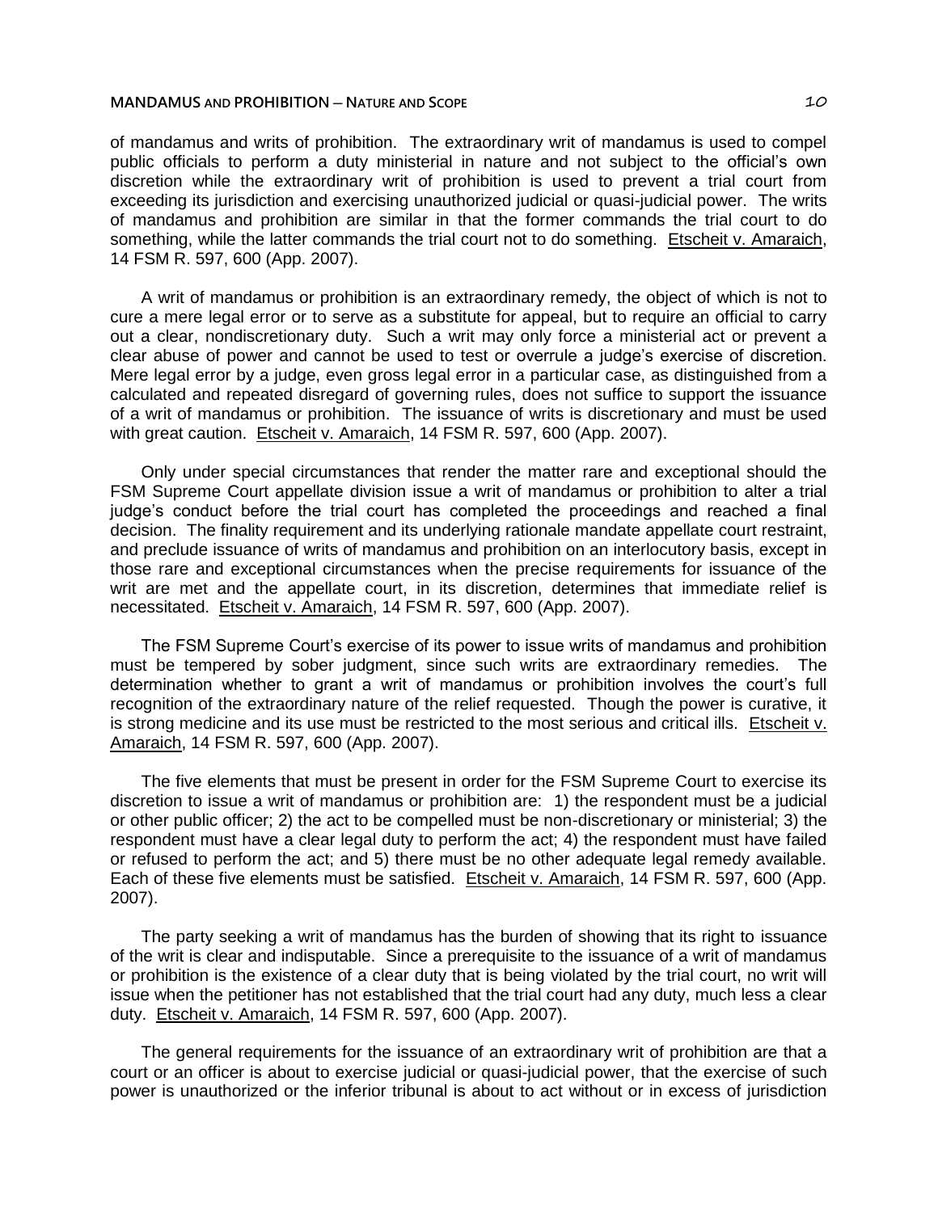of mandamus and writs of prohibition. The extraordinary writ of mandamus is used to compel public officials to perform a duty ministerial in nature and not subject to the official's own discretion while the extraordinary writ of prohibition is used to prevent a trial court from exceeding its jurisdiction and exercising unauthorized judicial or quasi-judicial power. The writs of mandamus and prohibition are similar in that the former commands the trial court to do something, while the latter commands the trial court not to do something. Etscheit v. Amaraich, 14 FSM R. 597, 600 (App. 2007).

A writ of mandamus or prohibition is an extraordinary remedy, the object of which is not to cure a mere legal error or to serve as a substitute for appeal, but to require an official to carry out a clear, nondiscretionary duty. Such a writ may only force a ministerial act or prevent a clear abuse of power and cannot be used to test or overrule a judge's exercise of discretion. Mere legal error by a judge, even gross legal error in a particular case, as distinguished from a calculated and repeated disregard of governing rules, does not suffice to support the issuance of a writ of mandamus or prohibition. The issuance of writs is discretionary and must be used with great caution. Etscheit v. Amaraich, 14 FSM R. 597, 600 (App. 2007).

Only under special circumstances that render the matter rare and exceptional should the FSM Supreme Court appellate division issue a writ of mandamus or prohibition to alter a trial judge's conduct before the trial court has completed the proceedings and reached a final decision. The finality requirement and its underlying rationale mandate appellate court restraint, and preclude issuance of writs of mandamus and prohibition on an interlocutory basis, except in those rare and exceptional circumstances when the precise requirements for issuance of the writ are met and the appellate court, in its discretion, determines that immediate relief is necessitated. Etscheit v. Amaraich, 14 FSM R. 597, 600 (App. 2007).

The FSM Supreme Court's exercise of its power to issue writs of mandamus and prohibition must be tempered by sober judgment, since such writs are extraordinary remedies. The determination whether to grant a writ of mandamus or prohibition involves the court's full recognition of the extraordinary nature of the relief requested. Though the power is curative, it is strong medicine and its use must be restricted to the most serious and critical ills. Etscheit v. Amaraich, 14 FSM R. 597, 600 (App. 2007).

The five elements that must be present in order for the FSM Supreme Court to exercise its discretion to issue a writ of mandamus or prohibition are: 1) the respondent must be a judicial or other public officer; 2) the act to be compelled must be non-discretionary or ministerial; 3) the respondent must have a clear legal duty to perform the act; 4) the respondent must have failed or refused to perform the act; and 5) there must be no other adequate legal remedy available. Each of these five elements must be satisfied. Etscheit v. Amaraich, 14 FSM R. 597, 600 (App. 2007).

The party seeking a writ of mandamus has the burden of showing that its right to issuance of the writ is clear and indisputable. Since a prerequisite to the issuance of a writ of mandamus or prohibition is the existence of a clear duty that is being violated by the trial court, no writ will issue when the petitioner has not established that the trial court had any duty, much less a clear duty. Etscheit v. Amaraich, 14 FSM R. 597, 600 (App. 2007).

The general requirements for the issuance of an extraordinary writ of prohibition are that a court or an officer is about to exercise judicial or quasi-judicial power, that the exercise of such power is unauthorized or the inferior tribunal is about to act without or in excess of jurisdiction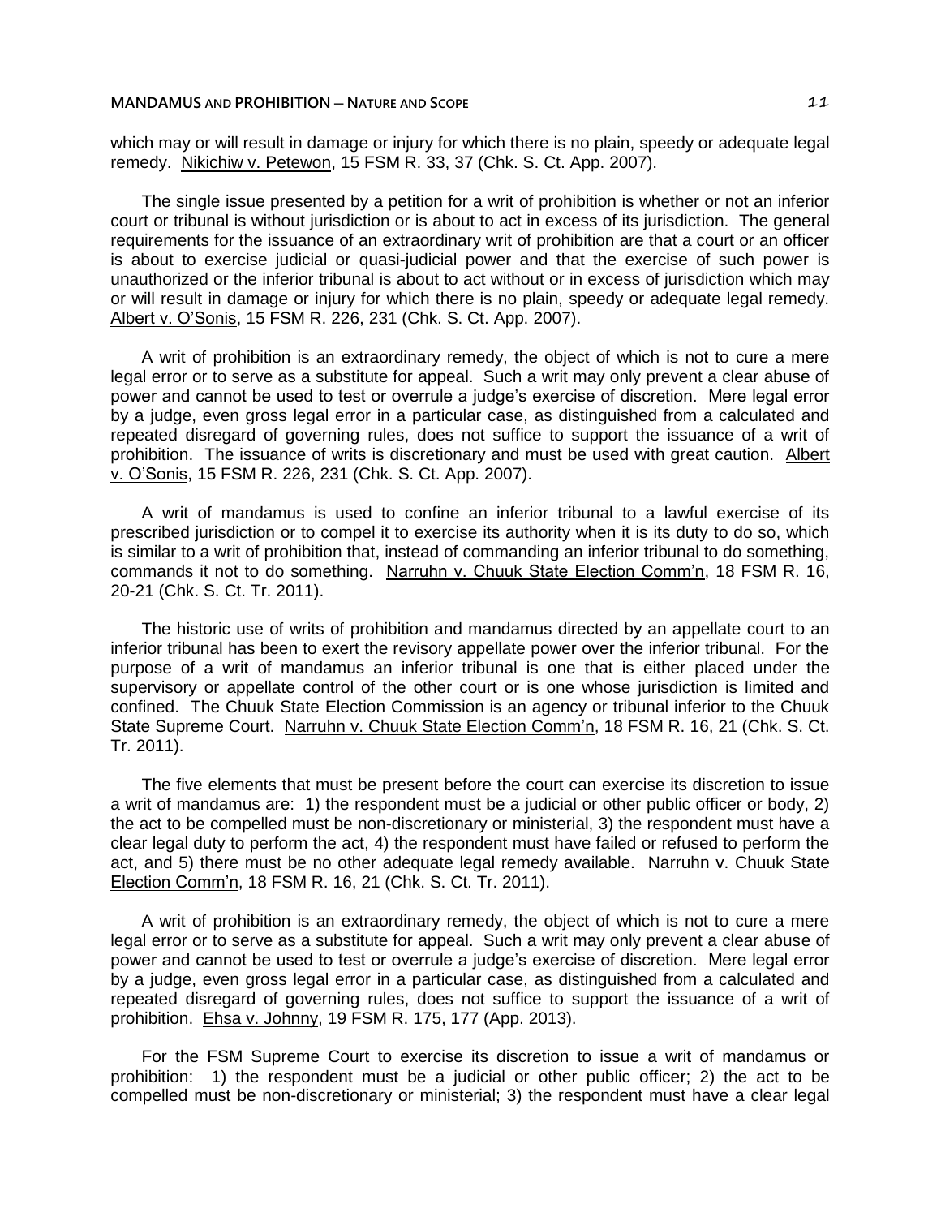which may or will result in damage or injury for which there is no plain, speedy or adequate legal remedy. Nikichiw v. Petewon, 15 FSM R. 33, 37 (Chk. S. Ct. App. 2007).

The single issue presented by a petition for a writ of prohibition is whether or not an inferior court or tribunal is without jurisdiction or is about to act in excess of its jurisdiction. The general requirements for the issuance of an extraordinary writ of prohibition are that a court or an officer is about to exercise judicial or quasi-judicial power and that the exercise of such power is unauthorized or the inferior tribunal is about to act without or in excess of jurisdiction which may or will result in damage or injury for which there is no plain, speedy or adequate legal remedy. Albert v. O'Sonis, 15 FSM R. 226, 231 (Chk. S. Ct. App. 2007).

A writ of prohibition is an extraordinary remedy, the object of which is not to cure a mere legal error or to serve as a substitute for appeal. Such a writ may only prevent a clear abuse of power and cannot be used to test or overrule a judge's exercise of discretion. Mere legal error by a judge, even gross legal error in a particular case, as distinguished from a calculated and repeated disregard of governing rules, does not suffice to support the issuance of a writ of prohibition. The issuance of writs is discretionary and must be used with great caution. Albert v. O'Sonis, 15 FSM R. 226, 231 (Chk. S. Ct. App. 2007).

A writ of mandamus is used to confine an inferior tribunal to a lawful exercise of its prescribed jurisdiction or to compel it to exercise its authority when it is its duty to do so, which is similar to a writ of prohibition that, instead of commanding an inferior tribunal to do something, commands it not to do something. Narruhn v. Chuuk State Election Comm'n, 18 FSM R. 16, 20-21 (Chk. S. Ct. Tr. 2011).

The historic use of writs of prohibition and mandamus directed by an appellate court to an inferior tribunal has been to exert the revisory appellate power over the inferior tribunal. For the purpose of a writ of mandamus an inferior tribunal is one that is either placed under the supervisory or appellate control of the other court or is one whose jurisdiction is limited and confined. The Chuuk State Election Commission is an agency or tribunal inferior to the Chuuk State Supreme Court. Narruhn v. Chuuk State Election Comm'n, 18 FSM R. 16, 21 (Chk. S. Ct. Tr. 2011).

The five elements that must be present before the court can exercise its discretion to issue a writ of mandamus are: 1) the respondent must be a judicial or other public officer or body, 2) the act to be compelled must be non-discretionary or ministerial, 3) the respondent must have a clear legal duty to perform the act, 4) the respondent must have failed or refused to perform the act, and 5) there must be no other adequate legal remedy available. Narruhn v. Chuuk State Election Comm'n, 18 FSM R. 16, 21 (Chk. S. Ct. Tr. 2011).

A writ of prohibition is an extraordinary remedy, the object of which is not to cure a mere legal error or to serve as a substitute for appeal. Such a writ may only prevent a clear abuse of power and cannot be used to test or overrule a judge's exercise of discretion. Mere legal error by a judge, even gross legal error in a particular case, as distinguished from a calculated and repeated disregard of governing rules, does not suffice to support the issuance of a writ of prohibition. Ehsa v. Johnny, 19 FSM R. 175, 177 (App. 2013).

For the FSM Supreme Court to exercise its discretion to issue a writ of mandamus or prohibition: 1) the respondent must be a judicial or other public officer; 2) the act to be compelled must be non-discretionary or ministerial; 3) the respondent must have a clear legal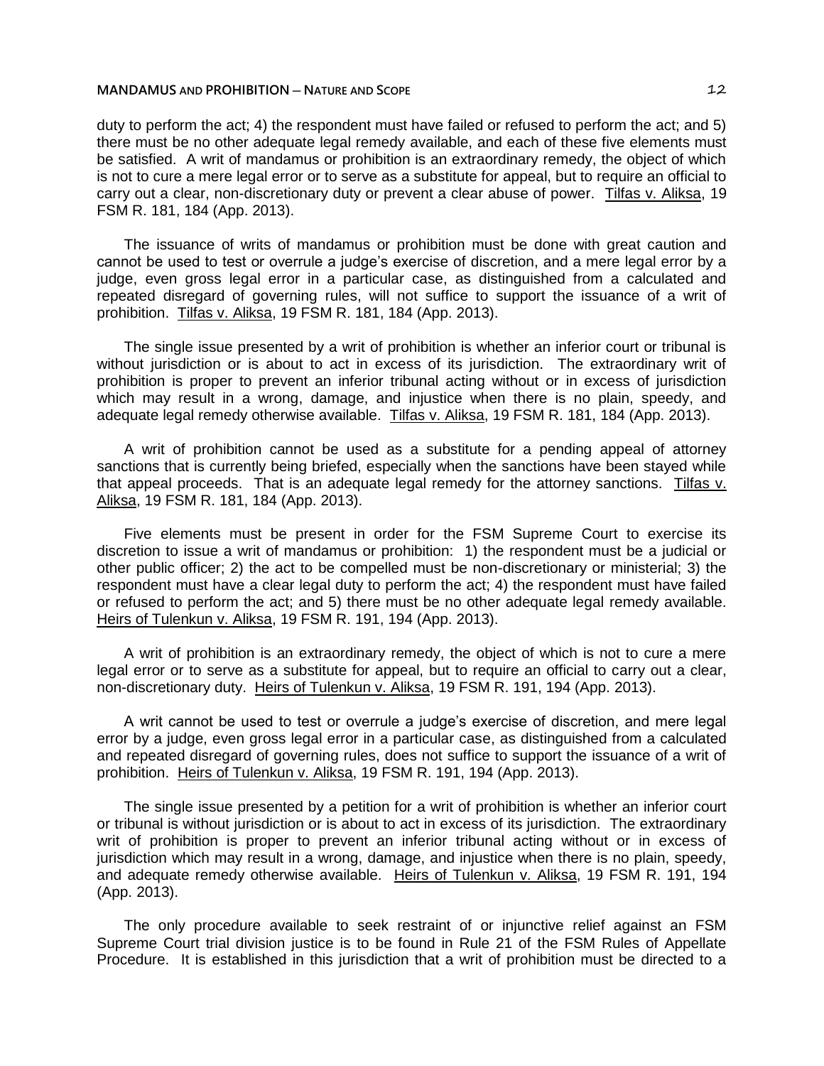duty to perform the act; 4) the respondent must have failed or refused to perform the act; and 5) there must be no other adequate legal remedy available, and each of these five elements must be satisfied. A writ of mandamus or prohibition is an extraordinary remedy, the object of which is not to cure a mere legal error or to serve as a substitute for appeal, but to require an official to carry out a clear, non-discretionary duty or prevent a clear abuse of power. Tilfas v. Aliksa, 19 FSM R. 181, 184 (App. 2013).

The issuance of writs of mandamus or prohibition must be done with great caution and cannot be used to test or overrule a judge's exercise of discretion, and a mere legal error by a judge, even gross legal error in a particular case, as distinguished from a calculated and repeated disregard of governing rules, will not suffice to support the issuance of a writ of prohibition. Tilfas v. Aliksa, 19 FSM R. 181, 184 (App. 2013).

The single issue presented by a writ of prohibition is whether an inferior court or tribunal is without jurisdiction or is about to act in excess of its jurisdiction. The extraordinary writ of prohibition is proper to prevent an inferior tribunal acting without or in excess of jurisdiction which may result in a wrong, damage, and injustice when there is no plain, speedy, and adequate legal remedy otherwise available. Tilfas v. Aliksa, 19 FSM R. 181, 184 (App. 2013).

A writ of prohibition cannot be used as a substitute for a pending appeal of attorney sanctions that is currently being briefed, especially when the sanctions have been stayed while that appeal proceeds. That is an adequate legal remedy for the attorney sanctions. Tilfas v. Aliksa, 19 FSM R. 181, 184 (App. 2013).

Five elements must be present in order for the FSM Supreme Court to exercise its discretion to issue a writ of mandamus or prohibition: 1) the respondent must be a judicial or other public officer; 2) the act to be compelled must be non-discretionary or ministerial; 3) the respondent must have a clear legal duty to perform the act; 4) the respondent must have failed or refused to perform the act; and 5) there must be no other adequate legal remedy available. Heirs of Tulenkun v. Aliksa, 19 FSM R. 191, 194 (App. 2013).

A writ of prohibition is an extraordinary remedy, the object of which is not to cure a mere legal error or to serve as a substitute for appeal, but to require an official to carry out a clear, non-discretionary duty. Heirs of Tulenkun v. Aliksa, 19 FSM R. 191, 194 (App. 2013).

A writ cannot be used to test or overrule a judge's exercise of discretion, and mere legal error by a judge, even gross legal error in a particular case, as distinguished from a calculated and repeated disregard of governing rules, does not suffice to support the issuance of a writ of prohibition. Heirs of Tulenkun v. Aliksa, 19 FSM R. 191, 194 (App. 2013).

The single issue presented by a petition for a writ of prohibition is whether an inferior court or tribunal is without jurisdiction or is about to act in excess of its jurisdiction. The extraordinary writ of prohibition is proper to prevent an inferior tribunal acting without or in excess of jurisdiction which may result in a wrong, damage, and injustice when there is no plain, speedy, and adequate remedy otherwise available. Heirs of Tulenkun v. Aliksa, 19 FSM R. 191, 194 (App. 2013).

The only procedure available to seek restraint of or injunctive relief against an FSM Supreme Court trial division justice is to be found in Rule 21 of the FSM Rules of Appellate Procedure. It is established in this jurisdiction that a writ of prohibition must be directed to a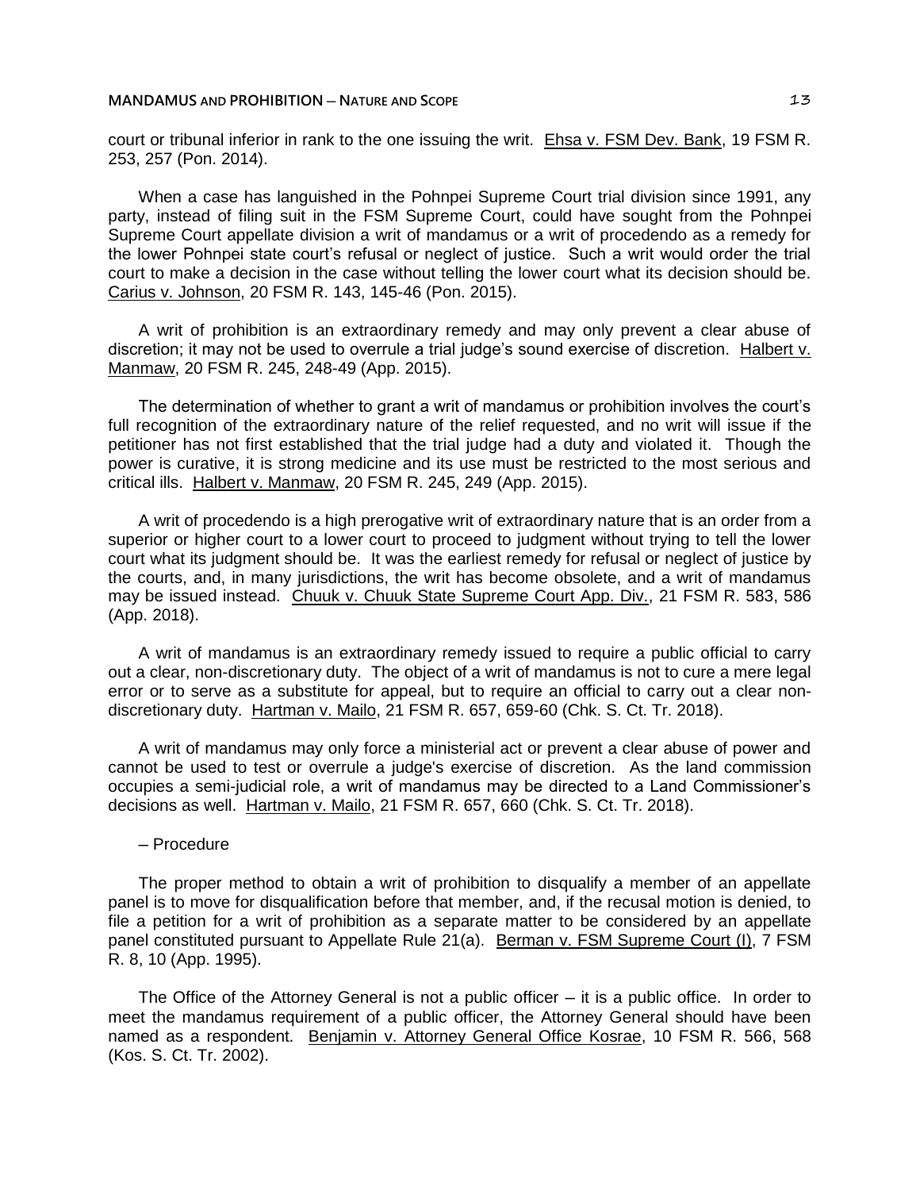court or tribunal inferior in rank to the one issuing the writ. Ehsa v. FSM Dev. Bank, 19 FSM R. 253, 257 (Pon. 2014).

When a case has languished in the Pohnpei Supreme Court trial division since 1991, any party, instead of filing suit in the FSM Supreme Court, could have sought from the Pohnpei Supreme Court appellate division a writ of mandamus or a writ of procedendo as a remedy for the lower Pohnpei state court's refusal or neglect of justice. Such a writ would order the trial court to make a decision in the case without telling the lower court what its decision should be. Carius v. Johnson, 20 FSM R. 143, 145-46 (Pon. 2015).

A writ of prohibition is an extraordinary remedy and may only prevent a clear abuse of discretion; it may not be used to overrule a trial judge's sound exercise of discretion. Halbert v. Manmaw, 20 FSM R. 245, 248-49 (App. 2015).

The determination of whether to grant a writ of mandamus or prohibition involves the court's full recognition of the extraordinary nature of the relief requested, and no writ will issue if the petitioner has not first established that the trial judge had a duty and violated it. Though the power is curative, it is strong medicine and its use must be restricted to the most serious and critical ills. Halbert v. Manmaw, 20 FSM R. 245, 249 (App. 2015).

A writ of procedendo is a high prerogative writ of extraordinary nature that is an order from a superior or higher court to a lower court to proceed to judgment without trying to tell the lower court what its judgment should be. It was the earliest remedy for refusal or neglect of justice by the courts, and, in many jurisdictions, the writ has become obsolete, and a writ of mandamus may be issued instead. Chuuk v. Chuuk State Supreme Court App. Div., 21 FSM R. 583, 586 (App. 2018).

A writ of mandamus is an extraordinary remedy issued to require a public official to carry out a clear, non-discretionary duty. The object of a writ of mandamus is not to cure a mere legal error or to serve as a substitute for appeal, but to require an official to carry out a clear non-discretionary duty. Hartman v. Mailo, 21 FSM R. 657, 659-60 (Chk. S. Ct. Tr. 2018).

A writ of mandamus may only force a ministerial act or prevent a clear abuse of power and cannot be used to test or overrule a judge's exercise of discretion. As the land commission occupies a semi-judicial role, a writ of mandamus may be directed to a Land Commissioner's decisions as well. Hartman v. Mailo, 21 FSM R. 657, 660 (Chk. S. Ct. Tr. 2018).

– Procedure

The proper method to obtain a writ of prohibition to disqualify a member of an appellate panel is to move for disqualification before that member, and, if the recusal motion is denied, to file a petition for a writ of prohibition as a separate matter to be considered by an appellate panel constituted pursuant to Appellate Rule 21(a). Berman v. FSM Supreme Court (I), 7 FSM R. 8, 10 (App. 1995).

The Office of the Attorney General is not a public officer – it is a public office. In order to meet the mandamus requirement of a public officer, the Attorney General should have been named as a respondent. Benjamin v. Attorney General Office Kosrae, 10 FSM R. 566, 568 (Kos. S. Ct. Tr. 2002).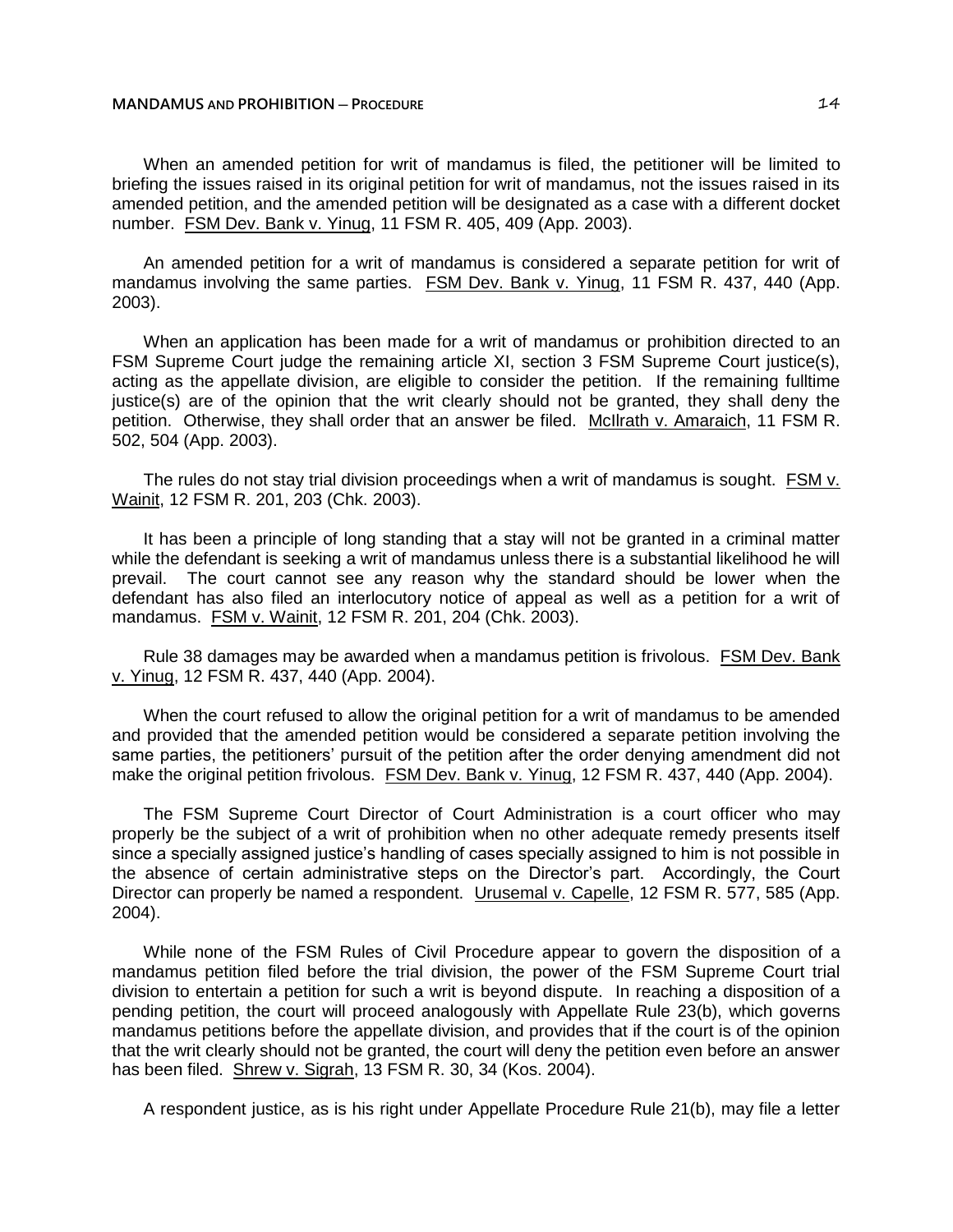When an amended petition for writ of mandamus is filed, the petitioner will be limited to briefing the issues raised in its original petition for writ of mandamus, not the issues raised in its amended petition, and the amended petition will be designated as a case with a different docket number. FSM Dev. Bank v. Yinug, 11 FSM R. 405, 409 (App. 2003).

An amended petition for a writ of mandamus is considered a separate petition for writ of mandamus involving the same parties. FSM Dev. Bank v. Yinug, 11 FSM R. 437, 440 (App. 2003).

When an application has been made for a writ of mandamus or prohibition directed to an FSM Supreme Court judge the remaining article XI, section 3 FSM Supreme Court justice(s), acting as the appellate division, are eligible to consider the petition. If the remaining fulltime justice(s) are of the opinion that the writ clearly should not be granted, they shall deny the petition. Otherwise, they shall order that an answer be filed. McIlrath v. Amaraich, 11 FSM R. 502, 504 (App. 2003).

The rules do not stay trial division proceedings when a writ of mandamus is sought. FSM v. Wainit, 12 FSM R. 201, 203 (Chk. 2003).

It has been a principle of long standing that a stay will not be granted in a criminal matter while the defendant is seeking a writ of mandamus unless there is a substantial likelihood he will prevail. The court cannot see any reason why the standard should be lower when the defendant has also filed an interlocutory notice of appeal as well as a petition for a writ of mandamus. FSM v. Wainit, 12 FSM R. 201, 204 (Chk. 2003).

Rule 38 damages may be awarded when a mandamus petition is frivolous. FSM Dev. Bank v. Yinug, 12 FSM R. 437, 440 (App. 2004).

When the court refused to allow the original petition for a writ of mandamus to be amended and provided that the amended petition would be considered a separate petition involving the same parties, the petitioners' pursuit of the petition after the order denying amendment did not make the original petition frivolous. FSM Dev. Bank v. Yinug, 12 FSM R. 437, 440 (App. 2004).

The FSM Supreme Court Director of Court Administration is a court officer who may properly be the subject of a writ of prohibition when no other adequate remedy presents itself since a specially assigned justice's handling of cases specially assigned to him is not possible in the absence of certain administrative steps on the Director's part. Accordingly, the Court Director can properly be named a respondent. Urusemal v. Capelle, 12 FSM R. 577, 585 (App. 2004).

While none of the FSM Rules of Civil Procedure appear to govern the disposition of a mandamus petition filed before the trial division, the power of the FSM Supreme Court trial division to entertain a petition for such a writ is beyond dispute. In reaching a disposition of a pending petition, the court will proceed analogously with Appellate Rule 23(b), which governs mandamus petitions before the appellate division, and provides that if the court is of the opinion that the writ clearly should not be granted, the court will deny the petition even before an answer has been filed. Shrew v. Sigrah, 13 FSM R. 30, 34 (Kos. 2004).

A respondent justice, as is his right under Appellate Procedure Rule 21(b), may file a letter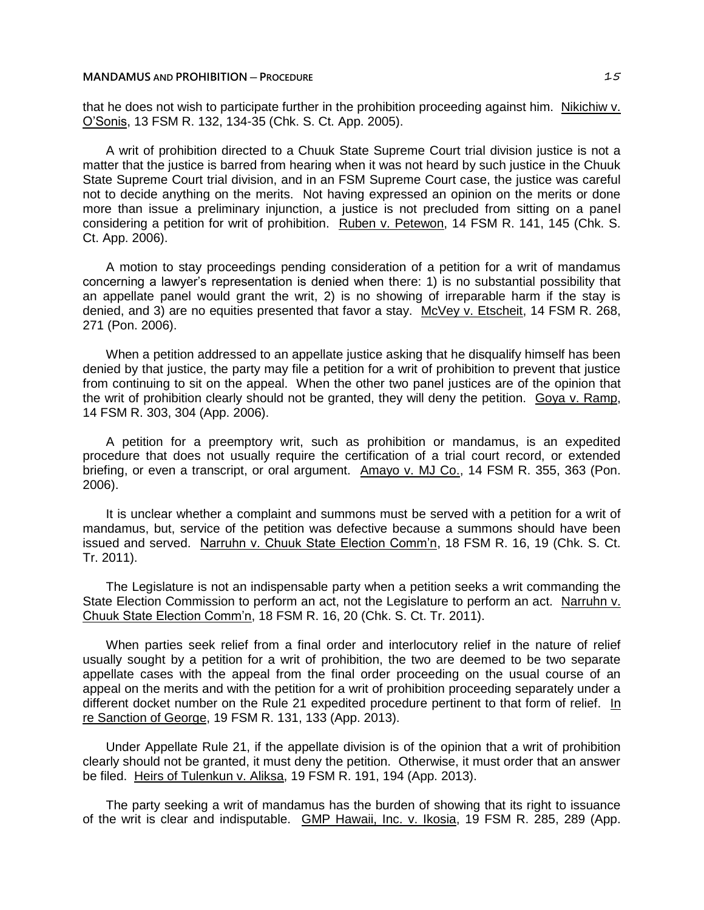that he does not wish to participate further in the prohibition proceeding against him. Nikichiw v. O'Sonis, 13 FSM R. 132, 134-35 (Chk. S. Ct. App. 2005).

A writ of prohibition directed to a Chuuk State Supreme Court trial division justice is not a matter that the justice is barred from hearing when it was not heard by such justice in the Chuuk State Supreme Court trial division, and in an FSM Supreme Court case, the justice was careful not to decide anything on the merits. Not having expressed an opinion on the merits or done more than issue a preliminary injunction, a justice is not precluded from sitting on a panel considering a petition for writ of prohibition. Ruben v. Petewon, 14 FSM R. 141, 145 (Chk. S. Ct. App. 2006).

A motion to stay proceedings pending consideration of a petition for a writ of mandamus concerning a lawyer's representation is denied when there: 1) is no substantial possibility that an appellate panel would grant the writ, 2) is no showing of irreparable harm if the stay is denied, and 3) are no equities presented that favor a stay. McVey v. Etscheit, 14 FSM R. 268, 271 (Pon. 2006).

When a petition addressed to an appellate justice asking that he disqualify himself has been denied by that justice, the party may file a petition for a writ of prohibition to prevent that justice from continuing to sit on the appeal. When the other two panel justices are of the opinion that the writ of prohibition clearly should not be granted, they will deny the petition. Goya v. Ramp, 14 FSM R. 303, 304 (App. 2006).

A petition for a preemptory writ, such as prohibition or mandamus, is an expedited procedure that does not usually require the certification of a trial court record, or extended briefing, or even a transcript, or oral argument. Amayo v. MJ Co., 14 FSM R. 355, 363 (Pon. 2006).

It is unclear whether a complaint and summons must be served with a petition for a writ of mandamus, but, service of the petition was defective because a summons should have been issued and served. Narruhn v. Chuuk State Election Comm'n, 18 FSM R. 16, 19 (Chk. S. Ct. Tr. 2011).

The Legislature is not an indispensable party when a petition seeks a writ commanding the State Election Commission to perform an act, not the Legislature to perform an act. Narruhn v. Chuuk State Election Comm'n, 18 FSM R. 16, 20 (Chk. S. Ct. Tr. 2011).

When parties seek relief from a final order and interlocutory relief in the nature of relief usually sought by a petition for a writ of prohibition, the two are deemed to be two separate appellate cases with the appeal from the final order proceeding on the usual course of an appeal on the merits and with the petition for a writ of prohibition proceeding separately under a different docket number on the Rule 21 expedited procedure pertinent to that form of relief. In re Sanction of George, 19 FSM R. 131, 133 (App. 2013).

Under Appellate Rule 21, if the appellate division is of the opinion that a writ of prohibition clearly should not be granted, it must deny the petition. Otherwise, it must order that an answer be filed. Heirs of Tulenkun v. Aliksa, 19 FSM R. 191, 194 (App. 2013).

The party seeking a writ of mandamus has the burden of showing that its right to issuance of the writ is clear and indisputable. GMP Hawaii, Inc. v. Ikosia, 19 FSM R. 285, 289 (App.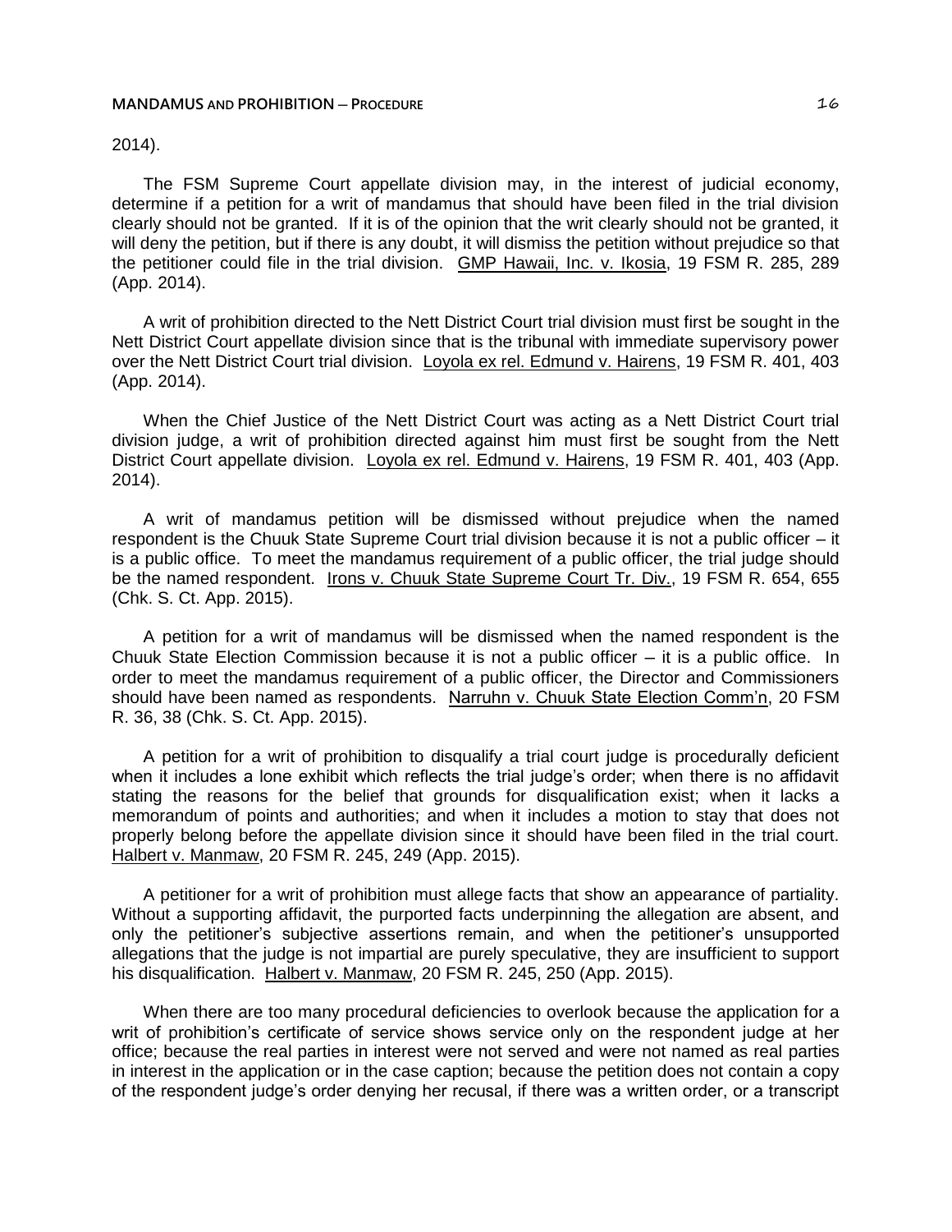2014).

The FSM Supreme Court appellate division may, in the interest of judicial economy, determine if a petition for a writ of mandamus that should have been filed in the trial division clearly should not be granted. If it is of the opinion that the writ clearly should not be granted, it will deny the petition, but if there is any doubt, it will dismiss the petition without prejudice so that the petitioner could file in the trial division. GMP Hawaii, Inc. v. Ikosia, 19 FSM R. 285, 289 (App. 2014).

A writ of prohibition directed to the Nett District Court trial division must first be sought in the Nett District Court appellate division since that is the tribunal with immediate supervisory power over the Nett District Court trial division. Loyola ex rel. Edmund v. Hairens, 19 FSM R. 401, 403 (App. 2014).

When the Chief Justice of the Nett District Court was acting as a Nett District Court trial division judge, a writ of prohibition directed against him must first be sought from the Nett District Court appellate division. Loyola ex rel. Edmund v. Hairens, 19 FSM R. 401, 403 (App. 2014).

A writ of mandamus petition will be dismissed without prejudice when the named respondent is the Chuuk State Supreme Court trial division because it is not a public officer – it is a public office. To meet the mandamus requirement of a public officer, the trial judge should be the named respondent. Irons v. Chuuk State Supreme Court Tr. Div., 19 FSM R. 654, 655 (Chk. S. Ct. App. 2015).

A petition for a writ of mandamus will be dismissed when the named respondent is the Chuuk State Election Commission because it is not a public officer – it is a public office. In order to meet the mandamus requirement of a public officer, the Director and Commissioners should have been named as respondents. Narruhn v. Chuuk State Election Comm'n, 20 FSM R. 36, 38 (Chk. S. Ct. App. 2015).

A petition for a writ of prohibition to disqualify a trial court judge is procedurally deficient when it includes a lone exhibit which reflects the trial judge's order; when there is no affidavit stating the reasons for the belief that grounds for disqualification exist; when it lacks a memorandum of points and authorities; and when it includes a motion to stay that does not properly belong before the appellate division since it should have been filed in the trial court. Halbert v. Manmaw, 20 FSM R. 245, 249 (App. 2015).

A petitioner for a writ of prohibition must allege facts that show an appearance of partiality. Without a supporting affidavit, the purported facts underpinning the allegation are absent, and only the petitioner's subjective assertions remain, and when the petitioner's unsupported allegations that the judge is not impartial are purely speculative, they are insufficient to support his disqualification. Halbert v. Manmaw, 20 FSM R. 245, 250 (App. 2015).

When there are too many procedural deficiencies to overlook because the application for a writ of prohibition's certificate of service shows service only on the respondent judge at her office; because the real parties in interest were not served and were not named as real parties in interest in the application or in the case caption; because the petition does not contain a copy of the respondent judge's order denying her recusal, if there was a written order, or a transcript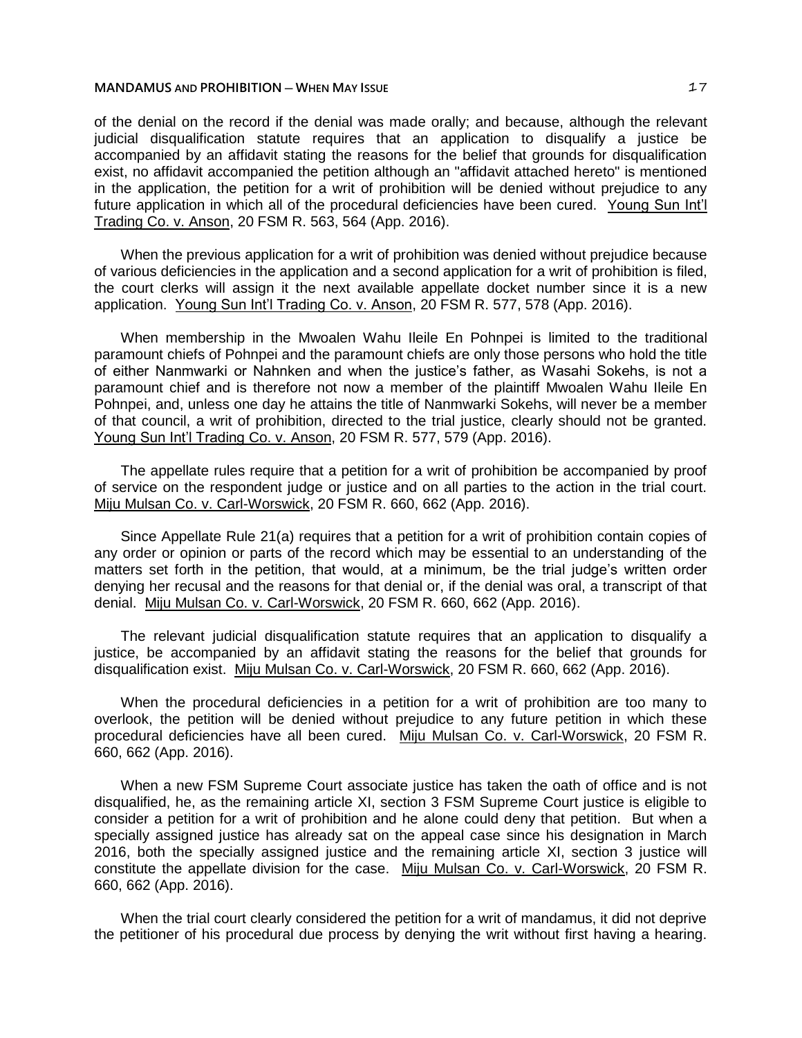of the denial on the record if the denial was made orally; and because, although the relevant judicial disqualification statute requires that an application to disqualify a justice be accompanied by an affidavit stating the reasons for the belief that grounds for disqualification exist, no affidavit accompanied the petition although an "affidavit attached hereto" is mentioned in the application, the petition for a writ of prohibition will be denied without prejudice to any future application in which all of the procedural deficiencies have been cured. Young Sun Int'l Trading Co. v. Anson, 20 FSM R. 563, 564 (App. 2016).

When the previous application for a writ of prohibition was denied without prejudice because of various deficiencies in the application and a second application for a writ of prohibition is filed, the court clerks will assign it the next available appellate docket number since it is a new application. Young Sun Int'l Trading Co. v. Anson, 20 FSM R. 577, 578 (App. 2016).

When membership in the Mwoalen Wahu Ileile En Pohnpei is limited to the traditional paramount chiefs of Pohnpei and the paramount chiefs are only those persons who hold the title of either Nanmwarki or Nahnken and when the justice's father, as Wasahi Sokehs, is not a paramount chief and is therefore not now a member of the plaintiff Mwoalen Wahu Ileile En Pohnpei, and, unless one day he attains the title of Nanmwarki Sokehs, will never be a member of that council, a writ of prohibition, directed to the trial justice, clearly should not be granted. Young Sun Int'l Trading Co. v. Anson, 20 FSM R. 577, 579 (App. 2016).

The appellate rules require that a petition for a writ of prohibition be accompanied by proof of service on the respondent judge or justice and on all parties to the action in the trial court. Miju Mulsan Co. v. Carl-Worswick, 20 FSM R. 660, 662 (App. 2016).

Since Appellate Rule 21(a) requires that a petition for a writ of prohibition contain copies of any order or opinion or parts of the record which may be essential to an understanding of the matters set forth in the petition, that would, at a minimum, be the trial judge's written order denying her recusal and the reasons for that denial or, if the denial was oral, a transcript of that denial. Miju Mulsan Co. v. Carl-Worswick, 20 FSM R. 660, 662 (App. 2016).

The relevant judicial disqualification statute requires that an application to disqualify a justice, be accompanied by an affidavit stating the reasons for the belief that grounds for disqualification exist. Miju Mulsan Co. v. Carl-Worswick, 20 FSM R. 660, 662 (App. 2016).

When the procedural deficiencies in a petition for a writ of prohibition are too many to overlook, the petition will be denied without prejudice to any future petition in which these procedural deficiencies have all been cured. Miju Mulsan Co. v. Carl-Worswick, 20 FSM R. 660, 662 (App. 2016).

When a new FSM Supreme Court associate justice has taken the oath of office and is not disqualified, he, as the remaining article XI, section 3 FSM Supreme Court justice is eligible to consider a petition for a writ of prohibition and he alone could deny that petition. But when a specially assigned justice has already sat on the appeal case since his designation in March 2016, both the specially assigned justice and the remaining article XI, section 3 justice will constitute the appellate division for the case. Miju Mulsan Co. v. Carl-Worswick, 20 FSM R. 660, 662 (App. 2016).

When the trial court clearly considered the petition for a writ of mandamus, it did not deprive the petitioner of his procedural due process by denying the writ without first having a hearing.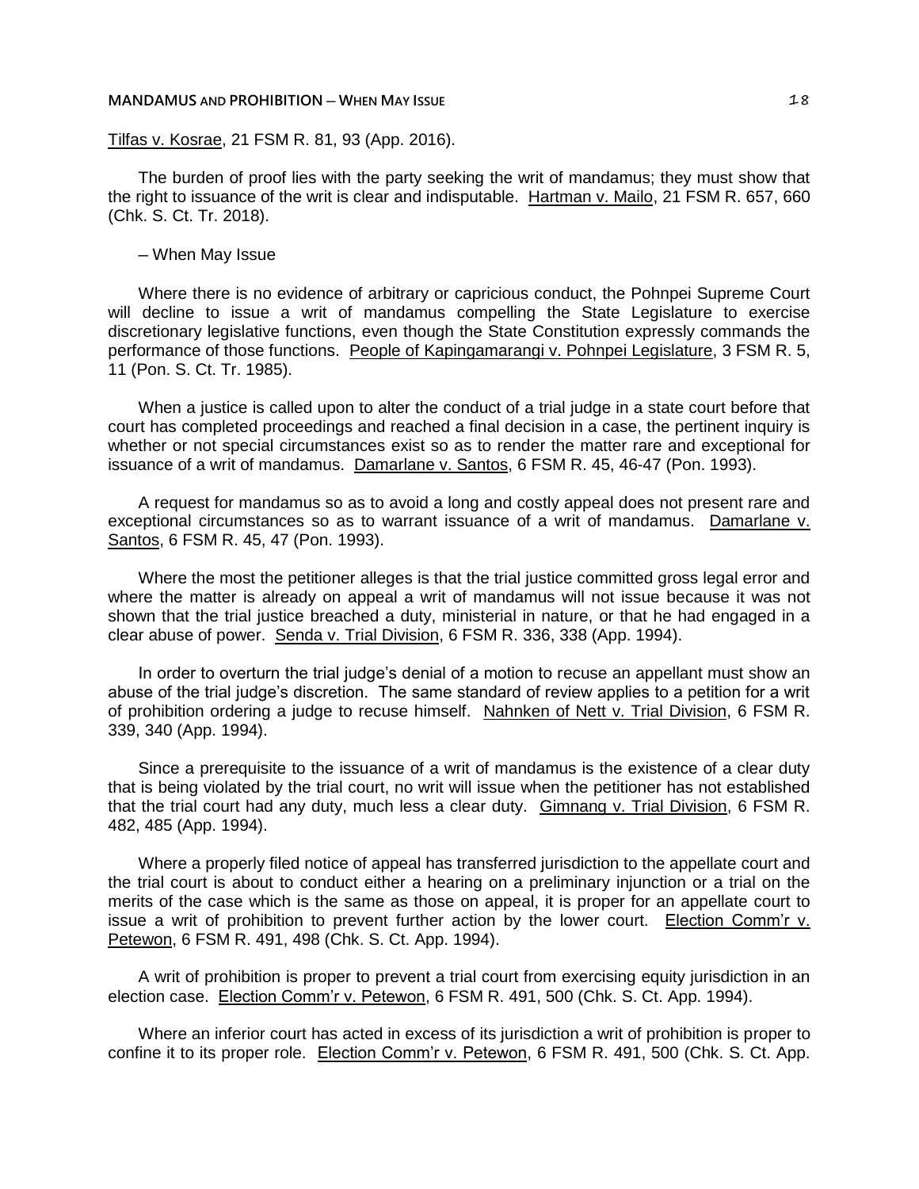Tilfas v. Kosrae, 21 FSM R. 81, 93 (App. 2016).

The burden of proof lies with the party seeking the writ of mandamus; they must show that the right to issuance of the writ is clear and indisputable. Hartman v. Mailo, 21 FSM R. 657, 660 (Chk. S. Ct. Tr. 2018).

– When May Issue

Where there is no evidence of arbitrary or capricious conduct, the Pohnpei Supreme Court will decline to issue a writ of mandamus compelling the State Legislature to exercise discretionary legislative functions, even though the State Constitution expressly commands the performance of those functions. People of Kapingamarangi v. Pohnpei Legislature, 3 FSM R. 5, 11 (Pon. S. Ct. Tr. 1985).

When a justice is called upon to alter the conduct of a trial judge in a state court before that court has completed proceedings and reached a final decision in a case, the pertinent inquiry is whether or not special circumstances exist so as to render the matter rare and exceptional for issuance of a writ of mandamus. Damarlane v. Santos, 6 FSM R. 45, 46-47 (Pon. 1993).

A request for mandamus so as to avoid a long and costly appeal does not present rare and exceptional circumstances so as to warrant issuance of a writ of mandamus. Damarlane v. Santos, 6 FSM R. 45, 47 (Pon. 1993).

Where the most the petitioner alleges is that the trial justice committed gross legal error and where the matter is already on appeal a writ of mandamus will not issue because it was not shown that the trial justice breached a duty, ministerial in nature, or that he had engaged in a clear abuse of power. Senda v. Trial Division, 6 FSM R. 336, 338 (App. 1994).

In order to overturn the trial judge's denial of a motion to recuse an appellant must show an abuse of the trial judge's discretion. The same standard of review applies to a petition for a writ of prohibition ordering a judge to recuse himself. Nahnken of Nett v. Trial Division, 6 FSM R. 339, 340 (App. 1994).

Since a prerequisite to the issuance of a writ of mandamus is the existence of a clear duty that is being violated by the trial court, no writ will issue when the petitioner has not established that the trial court had any duty, much less a clear duty. Gimnang v. Trial Division, 6 FSM R. 482, 485 (App. 1994).

Where a properly filed notice of appeal has transferred jurisdiction to the appellate court and the trial court is about to conduct either a hearing on a preliminary injunction or a trial on the merits of the case which is the same as those on appeal, it is proper for an appellate court to issue a writ of prohibition to prevent further action by the lower court. Election Comm'r v. Petewon, 6 FSM R. 491, 498 (Chk. S. Ct. App. 1994).

A writ of prohibition is proper to prevent a trial court from exercising equity jurisdiction in an election case. Election Comm'r v. Petewon, 6 FSM R. 491, 500 (Chk. S. Ct. App. 1994).

Where an inferior court has acted in excess of its jurisdiction a writ of prohibition is proper to confine it to its proper role. Election Comm'r v. Petewon, 6 FSM R. 491, 500 (Chk. S. Ct. App.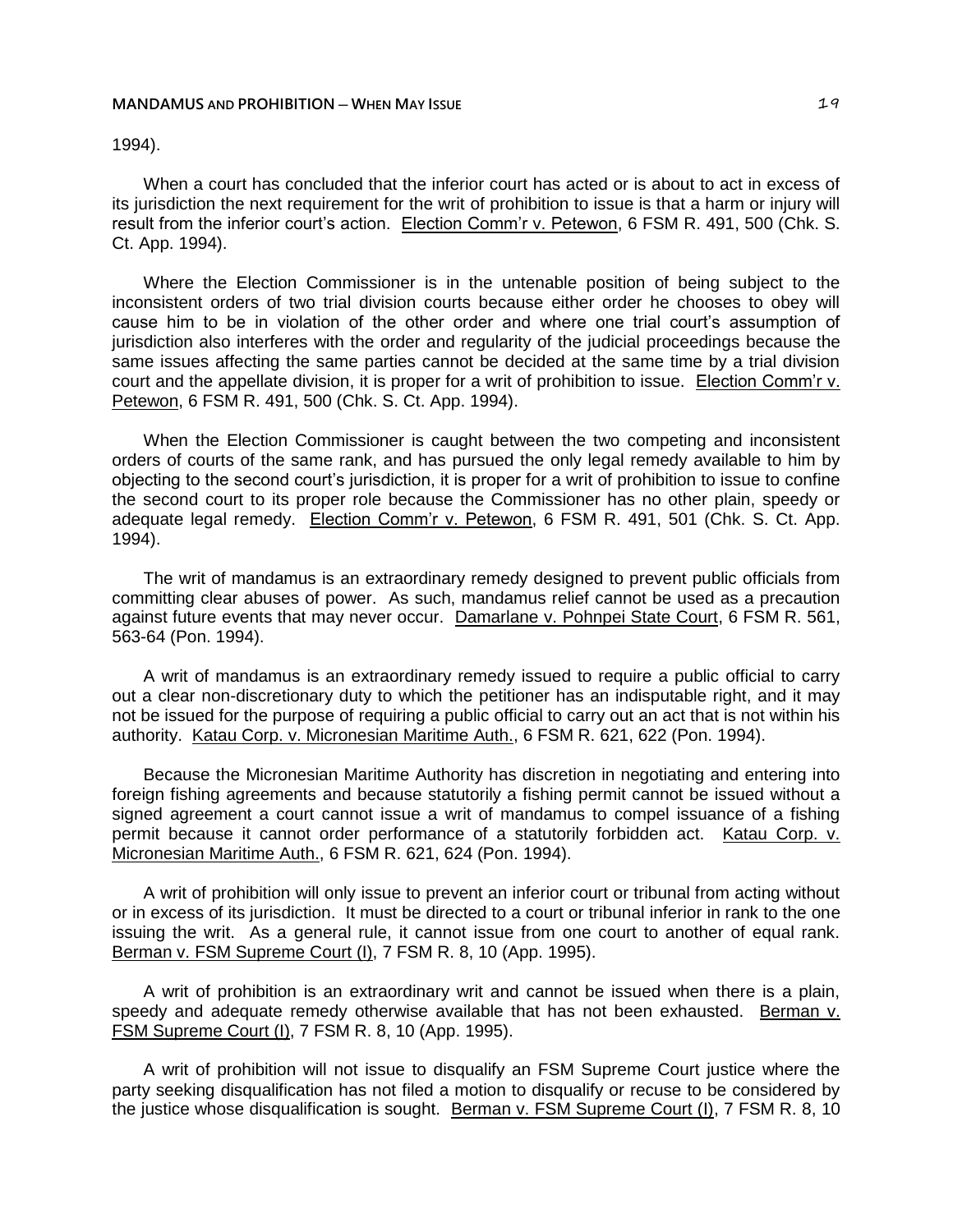1994).

When a court has concluded that the inferior court has acted or is about to act in excess of its jurisdiction the next requirement for the writ of prohibition to issue is that a harm or injury will result from the inferior court's action. Election Comm'r v. Petewon, 6 FSM R. 491, 500 (Chk. S. Ct. App. 1994).

Where the Election Commissioner is in the untenable position of being subject to the inconsistent orders of two trial division courts because either order he chooses to obey will cause him to be in violation of the other order and where one trial court's assumption of jurisdiction also interferes with the order and regularity of the judicial proceedings because the same issues affecting the same parties cannot be decided at the same time by a trial division court and the appellate division, it is proper for a writ of prohibition to issue. Election Comm'r v. Petewon, 6 FSM R. 491, 500 (Chk. S. Ct. App. 1994).

When the Election Commissioner is caught between the two competing and inconsistent orders of courts of the same rank, and has pursued the only legal remedy available to him by objecting to the second court's jurisdiction, it is proper for a writ of prohibition to issue to confine the second court to its proper role because the Commissioner has no other plain, speedy or adequate legal remedy. Election Comm'r v. Petewon, 6 FSM R. 491, 501 (Chk. S. Ct. App. 1994).

The writ of mandamus is an extraordinary remedy designed to prevent public officials from committing clear abuses of power. As such, mandamus relief cannot be used as a precaution against future events that may never occur. Damarlane v. Pohnpei State Court, 6 FSM R. 561, 563-64 (Pon. 1994).

A writ of mandamus is an extraordinary remedy issued to require a public official to carry out a clear non-discretionary duty to which the petitioner has an indisputable right, and it may not be issued for the purpose of requiring a public official to carry out an act that is not within his authority. Katau Corp. v. Micronesian Maritime Auth., 6 FSM R. 621, 622 (Pon. 1994).

Because the Micronesian Maritime Authority has discretion in negotiating and entering into foreign fishing agreements and because statutorily a fishing permit cannot be issued without a signed agreement a court cannot issue a writ of mandamus to compel issuance of a fishing permit because it cannot order performance of a statutorily forbidden act. Katau Corp. v. Micronesian Maritime Auth., 6 FSM R. 621, 624 (Pon. 1994).

A writ of prohibition will only issue to prevent an inferior court or tribunal from acting without or in excess of its jurisdiction. It must be directed to a court or tribunal inferior in rank to the one issuing the writ. As a general rule, it cannot issue from one court to another of equal rank. Berman v. FSM Supreme Court (I), 7 FSM R. 8, 10 (App. 1995).

A writ of prohibition is an extraordinary writ and cannot be issued when there is a plain, speedy and adequate remedy otherwise available that has not been exhausted. Berman v. FSM Supreme Court (I), 7 FSM R. 8, 10 (App. 1995).

A writ of prohibition will not issue to disqualify an FSM Supreme Court justice where the party seeking disqualification has not filed a motion to disqualify or recuse to be considered by the justice whose disqualification is sought. Berman v. FSM Supreme Court (I), 7 FSM R. 8, 10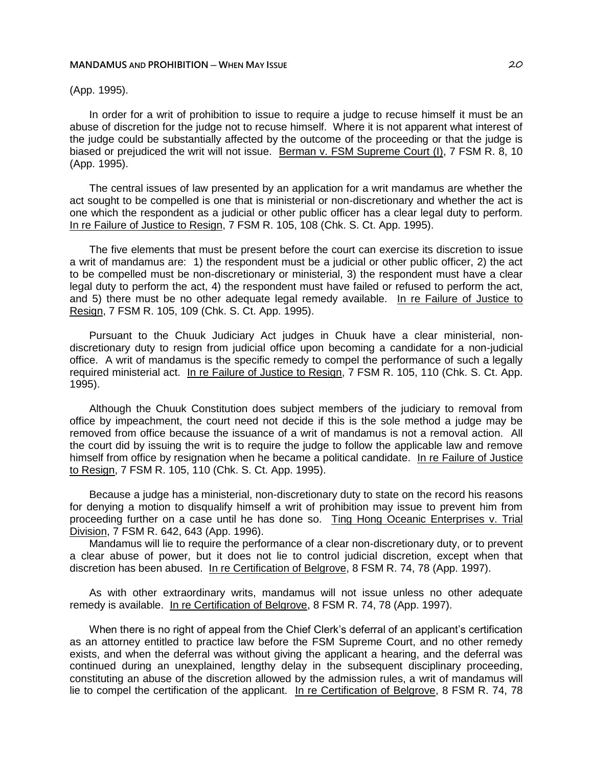(App. 1995).

In order for a writ of prohibition to issue to require a judge to recuse himself it must be an abuse of discretion for the judge not to recuse himself. Where it is not apparent what interest of the judge could be substantially affected by the outcome of the proceeding or that the judge is biased or prejudiced the writ will not issue. Berman v. FSM Supreme Court (I), 7 FSM R. 8, 10 (App. 1995).

The central issues of law presented by an application for a writ mandamus are whether the act sought to be compelled is one that is ministerial or non-discretionary and whether the act is one which the respondent as a judicial or other public officer has a clear legal duty to perform. In re Failure of Justice to Resign, 7 FSM R. 105, 108 (Chk. S. Ct. App. 1995).

The five elements that must be present before the court can exercise its discretion to issue a writ of mandamus are: 1) the respondent must be a judicial or other public officer, 2) the act to be compelled must be non-discretionary or ministerial, 3) the respondent must have a clear legal duty to perform the act, 4) the respondent must have failed or refused to perform the act, and 5) there must be no other adequate legal remedy available. In re Failure of Justice to Resign, 7 FSM R. 105, 109 (Chk. S. Ct. App. 1995).

Pursuant to the Chuuk Judiciary Act judges in Chuuk have a clear ministerial, non-discretionary duty to resign from judicial office upon becoming a candidate for a non-judicial office. A writ of mandamus is the specific remedy to compel the performance of such a legally required ministerial act. In re Failure of Justice to Resign, 7 FSM R. 105, 110 (Chk. S. Ct. App. 1995).

Although the Chuuk Constitution does subject members of the judiciary to removal from office by impeachment, the court need not decide if this is the sole method a judge may be removed from office because the issuance of a writ of mandamus is not a removal action. All the court did by issuing the writ is to require the judge to follow the applicable law and remove himself from office by resignation when he became a political candidate. In re Failure of Justice to Resign, 7 FSM R. 105, 110 (Chk. S. Ct. App. 1995).

Because a judge has a ministerial, non-discretionary duty to state on the record his reasons for denying a motion to disqualify himself a writ of prohibition may issue to prevent him from proceeding further on a case until he has done so. Ting Hong Oceanic Enterprises v. Trial Division, 7 FSM R. 642, 643 (App. 1996).

Mandamus will lie to require the performance of a clear non-discretionary duty, or to prevent a clear abuse of power, but it does not lie to control judicial discretion, except when that discretion has been abused. In re Certification of Belgrove, 8 FSM R. 74, 78 (App. 1997).

As with other extraordinary writs, mandamus will not issue unless no other adequate remedy is available. In re Certification of Belgrove, 8 FSM R. 74, 78 (App. 1997).

When there is no right of appeal from the Chief Clerk's deferral of an applicant's certification as an attorney entitled to practice law before the FSM Supreme Court, and no other remedy exists, and when the deferral was without giving the applicant a hearing, and the deferral was continued during an unexplained, lengthy delay in the subsequent disciplinary proceeding, constituting an abuse of the discretion allowed by the admission rules, a writ of mandamus will lie to compel the certification of the applicant. In re Certification of Belgrove, 8 FSM R. 74, 78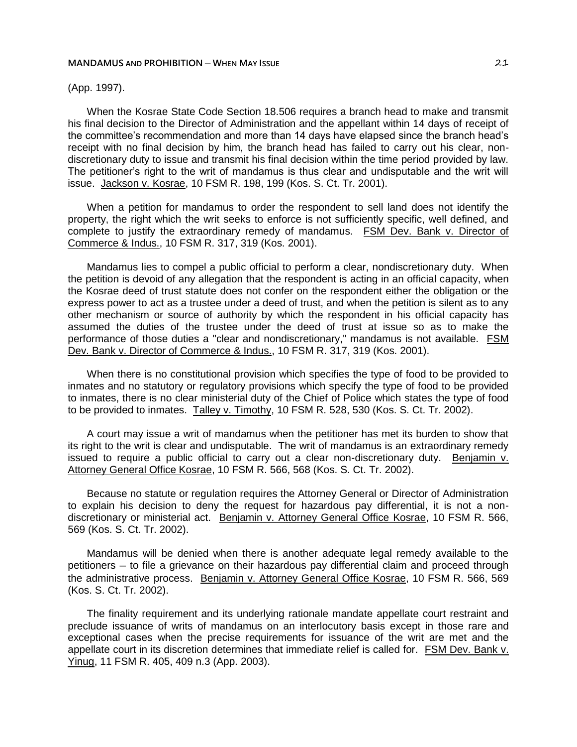(App. 1997).

When the Kosrae State Code Section 18.506 requires a branch head to make and transmit his final decision to the Director of Administration and the appellant within 14 days of receipt of the committee's recommendation and more than 14 days have elapsed since the branch head's receipt with no final decision by him, the branch head has failed to carry out his clear, non-discretionary duty to issue and transmit his final decision within the time period provided by law. The petitioner's right to the writ of mandamus is thus clear and undisputable and the writ will issue. Jackson v. Kosrae, 10 FSM R. 198, 199 (Kos. S. Ct. Tr. 2001).

When a petition for mandamus to order the respondent to sell land does not identify the property, the right which the writ seeks to enforce is not sufficiently specific, well defined, and complete to justify the extraordinary remedy of mandamus. FSM Dev. Bank v. Director of Commerce & Indus., 10 FSM R. 317, 319 (Kos. 2001).

Mandamus lies to compel a public official to perform a clear, nondiscretionary duty. When the petition is devoid of any allegation that the respondent is acting in an official capacity, when the Kosrae deed of trust statute does not confer on the respondent either the obligation or the express power to act as a trustee under a deed of trust, and when the petition is silent as to any other mechanism or source of authority by which the respondent in his official capacity has assumed the duties of the trustee under the deed of trust at issue so as to make the performance of those duties a "clear and nondiscretionary," mandamus is not available. FSM Dev. Bank v. Director of Commerce & Indus., 10 FSM R. 317, 319 (Kos. 2001).

When there is no constitutional provision which specifies the type of food to be provided to inmates and no statutory or regulatory provisions which specify the type of food to be provided to inmates, there is no clear ministerial duty of the Chief of Police which states the type of food to be provided to inmates. Talley v. Timothy, 10 FSM R. 528, 530 (Kos. S. Ct. Tr. 2002).

A court may issue a writ of mandamus when the petitioner has met its burden to show that its right to the writ is clear and undisputable. The writ of mandamus is an extraordinary remedy issued to require a public official to carry out a clear non-discretionary duty. Benjamin v. Attorney General Office Kosrae, 10 FSM R. 566, 568 (Kos. S. Ct. Tr. 2002).

Because no statute or regulation requires the Attorney General or Director of Administration to explain his decision to deny the request for hazardous pay differential, it is not a non-discretionary or ministerial act. Benjamin v. Attorney General Office Kosrae, 10 FSM R. 566, 569 (Kos. S. Ct. Tr. 2002).

Mandamus will be denied when there is another adequate legal remedy available to the petitioners – to file a grievance on their hazardous pay differential claim and proceed through the administrative process. Benjamin v. Attorney General Office Kosrae, 10 FSM R. 566, 569 (Kos. S. Ct. Tr. 2002).

The finality requirement and its underlying rationale mandate appellate court restraint and preclude issuance of writs of mandamus on an interlocutory basis except in those rare and exceptional cases when the precise requirements for issuance of the writ are met and the appellate court in its discretion determines that immediate relief is called for. FSM Dev. Bank v. Yinug, 11 FSM R. 405, 409 n.3 (App. 2003).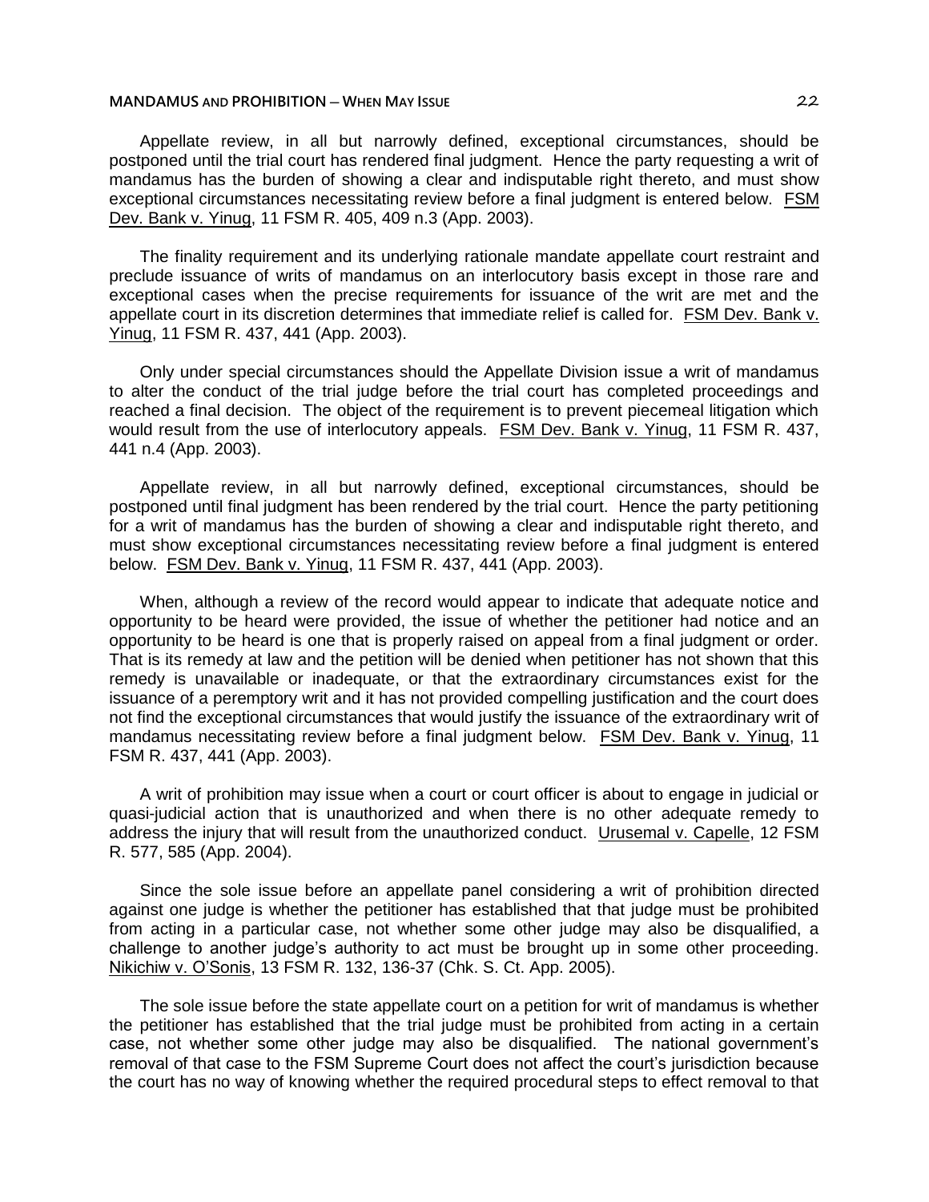Appellate review, in all but narrowly defined, exceptional circumstances, should be postponed until the trial court has rendered final judgment. Hence the party requesting a writ of mandamus has the burden of showing a clear and indisputable right thereto, and must show exceptional circumstances necessitating review before a final judgment is entered below. FSM Dev. Bank v. Yinug, 11 FSM R. 405, 409 n.3 (App. 2003).

The finality requirement and its underlying rationale mandate appellate court restraint and preclude issuance of writs of mandamus on an interlocutory basis except in those rare and exceptional cases when the precise requirements for issuance of the writ are met and the appellate court in its discretion determines that immediate relief is called for. FSM Dev. Bank v. Yinug, 11 FSM R. 437, 441 (App. 2003).

Only under special circumstances should the Appellate Division issue a writ of mandamus to alter the conduct of the trial judge before the trial court has completed proceedings and reached a final decision. The object of the requirement is to prevent piecemeal litigation which would result from the use of interlocutory appeals. FSM Dev. Bank v. Yinug, 11 FSM R. 437, 441 n.4 (App. 2003).

Appellate review, in all but narrowly defined, exceptional circumstances, should be postponed until final judgment has been rendered by the trial court. Hence the party petitioning for a writ of mandamus has the burden of showing a clear and indisputable right thereto, and must show exceptional circumstances necessitating review before a final judgment is entered below. FSM Dev. Bank v. Yinug, 11 FSM R. 437, 441 (App. 2003).

When, although a review of the record would appear to indicate that adequate notice and opportunity to be heard were provided, the issue of whether the petitioner had notice and an opportunity to be heard is one that is properly raised on appeal from a final judgment or order. That is its remedy at law and the petition will be denied when petitioner has not shown that this remedy is unavailable or inadequate, or that the extraordinary circumstances exist for the issuance of a peremptory writ and it has not provided compelling justification and the court does not find the exceptional circumstances that would justify the issuance of the extraordinary writ of mandamus necessitating review before a final judgment below. FSM Dev. Bank v. Yinug, 11 FSM R. 437, 441 (App. 2003).

A writ of prohibition may issue when a court or court officer is about to engage in judicial or quasi-judicial action that is unauthorized and when there is no other adequate remedy to address the injury that will result from the unauthorized conduct. Urusemal v. Capelle, 12 FSM R. 577, 585 (App. 2004).

Since the sole issue before an appellate panel considering a writ of prohibition directed against one judge is whether the petitioner has established that that judge must be prohibited from acting in a particular case, not whether some other judge may also be disqualified, a challenge to another judge's authority to act must be brought up in some other proceeding. Nikichiw v. O'Sonis, 13 FSM R. 132, 136-37 (Chk. S. Ct. App. 2005).

The sole issue before the state appellate court on a petition for writ of mandamus is whether the petitioner has established that the trial judge must be prohibited from acting in a certain case, not whether some other judge may also be disqualified. The national government's removal of that case to the FSM Supreme Court does not affect the court's jurisdiction because the court has no way of knowing whether the required procedural steps to effect removal to that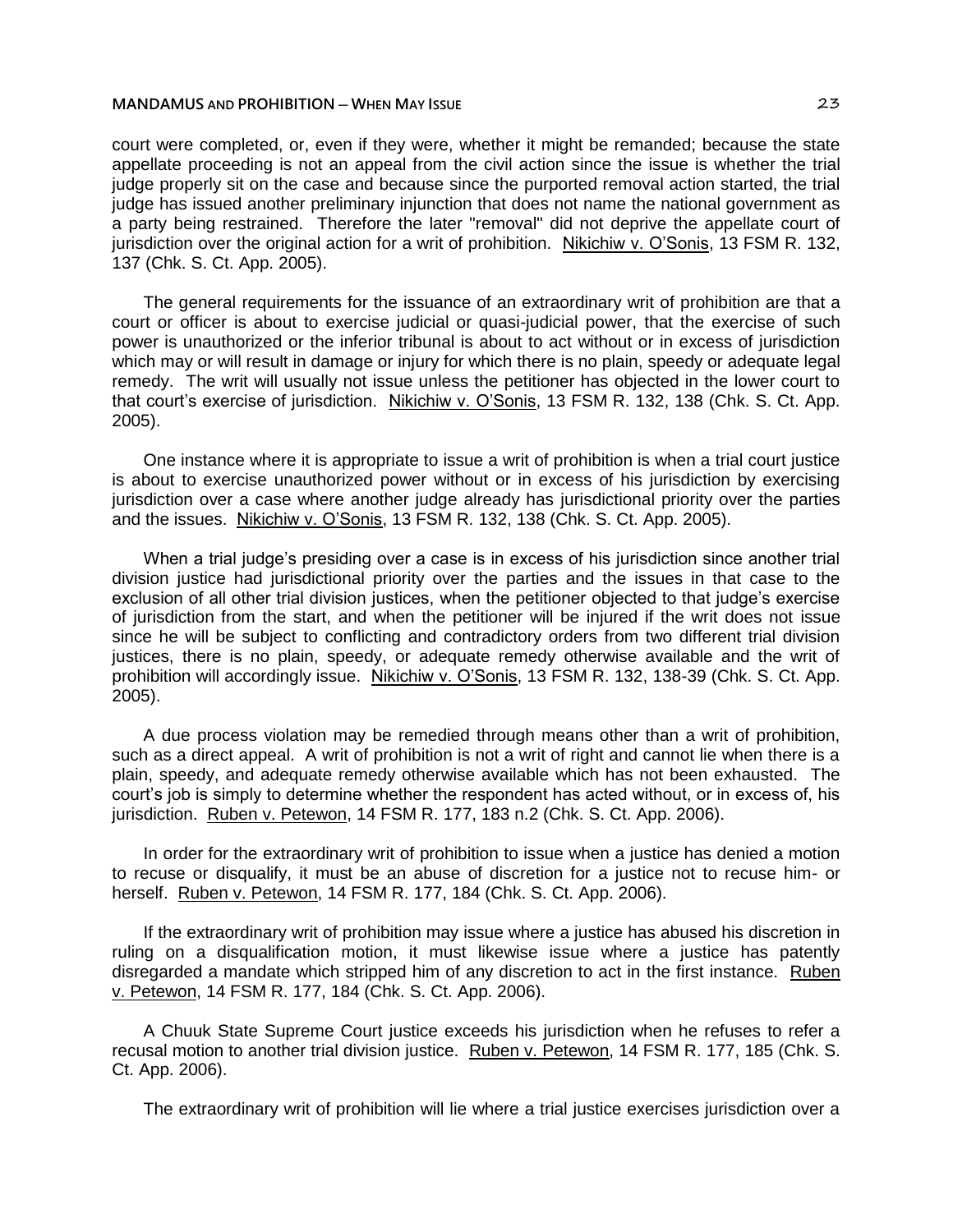court were completed, or, even if they were, whether it might be remanded; because the state appellate proceeding is not an appeal from the civil action since the issue is whether the trial judge properly sit on the case and because since the purported removal action started, the trial judge has issued another preliminary injunction that does not name the national government as a party being restrained. Therefore the later "removal" did not deprive the appellate court of jurisdiction over the original action for a writ of prohibition. Nikichiw v. O'Sonis, 13 FSM R. 132, 137 (Chk. S. Ct. App. 2005).

The general requirements for the issuance of an extraordinary writ of prohibition are that a court or officer is about to exercise judicial or quasi-judicial power, that the exercise of such power is unauthorized or the inferior tribunal is about to act without or in excess of jurisdiction which may or will result in damage or injury for which there is no plain, speedy or adequate legal remedy. The writ will usually not issue unless the petitioner has objected in the lower court to that court's exercise of jurisdiction. Nikichiw v. O'Sonis, 13 FSM R. 132, 138 (Chk. S. Ct. App. 2005).

One instance where it is appropriate to issue a writ of prohibition is when a trial court justice is about to exercise unauthorized power without or in excess of his jurisdiction by exercising jurisdiction over a case where another judge already has jurisdictional priority over the parties and the issues. Nikichiw v. O'Sonis, 13 FSM R. 132, 138 (Chk. S. Ct. App. 2005).

When a trial judge's presiding over a case is in excess of his jurisdiction since another trial division justice had jurisdictional priority over the parties and the issues in that case to the exclusion of all other trial division justices, when the petitioner objected to that judge's exercise of jurisdiction from the start, and when the petitioner will be injured if the writ does not issue since he will be subject to conflicting and contradictory orders from two different trial division justices, there is no plain, speedy, or adequate remedy otherwise available and the writ of prohibition will accordingly issue. Nikichiw v. O'Sonis, 13 FSM R. 132, 138-39 (Chk. S. Ct. App. 2005).

A due process violation may be remedied through means other than a writ of prohibition, such as a direct appeal. A writ of prohibition is not a writ of right and cannot lie when there is a plain, speedy, and adequate remedy otherwise available which has not been exhausted. The court's job is simply to determine whether the respondent has acted without, or in excess of, his jurisdiction. Ruben v. Petewon, 14 FSM R. 177, 183 n.2 (Chk. S. Ct. App. 2006).

In order for the extraordinary writ of prohibition to issue when a justice has denied a motion to recuse or disqualify, it must be an abuse of discretion for a justice not to recuse him- or herself. Ruben v. Petewon, 14 FSM R. 177, 184 (Chk. S. Ct. App. 2006).

If the extraordinary writ of prohibition may issue where a justice has abused his discretion in ruling on a disqualification motion, it must likewise issue where a justice has patently disregarded a mandate which stripped him of any discretion to act in the first instance. Ruben v. Petewon, 14 FSM R. 177, 184 (Chk. S. Ct. App. 2006).

A Chuuk State Supreme Court justice exceeds his jurisdiction when he refuses to refer a recusal motion to another trial division justice. Ruben v. Petewon, 14 FSM R. 177, 185 (Chk. S. Ct. App. 2006).

The extraordinary writ of prohibition will lie where a trial justice exercises jurisdiction over a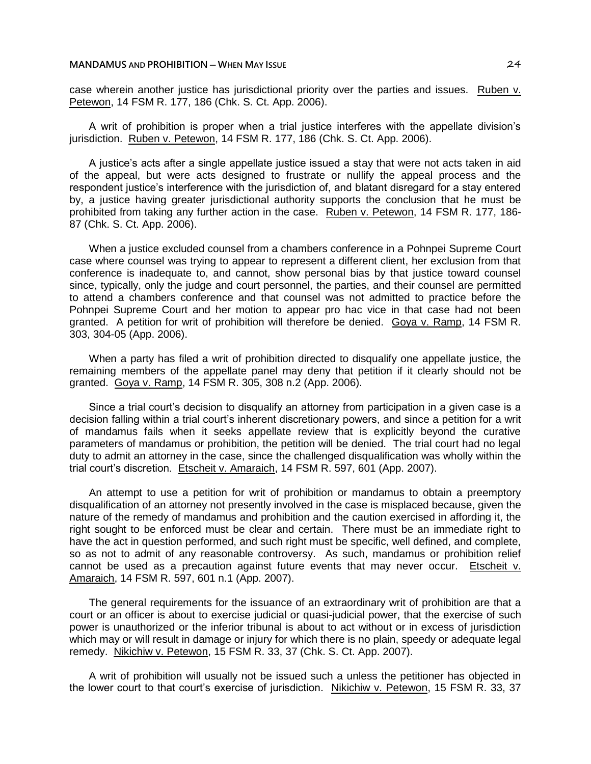case wherein another justice has jurisdictional priority over the parties and issues. Ruben v. Petewon, 14 FSM R. 177, 186 (Chk. S. Ct. App. 2006).

A writ of prohibition is proper when a trial justice interferes with the appellate division's jurisdiction. Ruben v. Petewon, 14 FSM R. 177, 186 (Chk. S. Ct. App. 2006).

A justice's acts after a single appellate justice issued a stay that were not acts taken in aid of the appeal, but were acts designed to frustrate or nullify the appeal process and the respondent justice's interference with the jurisdiction of, and blatant disregard for a stay entered by, a justice having greater jurisdictional authority supports the conclusion that he must be prohibited from taking any further action in the case. Ruben v. Petewon, 14 FSM R. 177, 186-87 (Chk. S. Ct. App. 2006).

When a justice excluded counsel from a chambers conference in a Pohnpei Supreme Court case where counsel was trying to appear to represent a different client, her exclusion from that conference is inadequate to, and cannot, show personal bias by that justice toward counsel since, typically, only the judge and court personnel, the parties, and their counsel are permitted to attend a chambers conference and that counsel was not admitted to practice before the Pohnpei Supreme Court and her motion to appear pro hac vice in that case had not been granted. A petition for writ of prohibition will therefore be denied. Goya v. Ramp, 14 FSM R. 303, 304-05 (App. 2006).

When a party has filed a writ of prohibition directed to disqualify one appellate justice, the remaining members of the appellate panel may deny that petition if it clearly should not be granted. Goya v. Ramp, 14 FSM R. 305, 308 n.2 (App. 2006).

Since a trial court's decision to disqualify an attorney from participation in a given case is a decision falling within a trial court's inherent discretionary powers, and since a petition for a writ of mandamus fails when it seeks appellate review that is explicitly beyond the curative parameters of mandamus or prohibition, the petition will be denied. The trial court had no legal duty to admit an attorney in the case, since the challenged disqualification was wholly within the trial court's discretion. Etscheit v. Amaraich, 14 FSM R. 597, 601 (App. 2007).

An attempt to use a petition for writ of prohibition or mandamus to obtain a preemptory disqualification of an attorney not presently involved in the case is misplaced because, given the nature of the remedy of mandamus and prohibition and the caution exercised in affording it, the right sought to be enforced must be clear and certain. There must be an immediate right to have the act in question performed, and such right must be specific, well defined, and complete, so as not to admit of any reasonable controversy. As such, mandamus or prohibition relief cannot be used as a precaution against future events that may never occur. Etscheit v. Amaraich, 14 FSM R. 597, 601 n.1 (App. 2007).

The general requirements for the issuance of an extraordinary writ of prohibition are that a court or an officer is about to exercise judicial or quasi-judicial power, that the exercise of such power is unauthorized or the inferior tribunal is about to act without or in excess of jurisdiction which may or will result in damage or injury for which there is no plain, speedy or adequate legal remedy. Nikichiw v. Petewon, 15 FSM R. 33, 37 (Chk. S. Ct. App. 2007).

A writ of prohibition will usually not be issued such a unless the petitioner has objected in the lower court to that court's exercise of jurisdiction. Nikichiw v. Petewon, 15 FSM R. 33, 37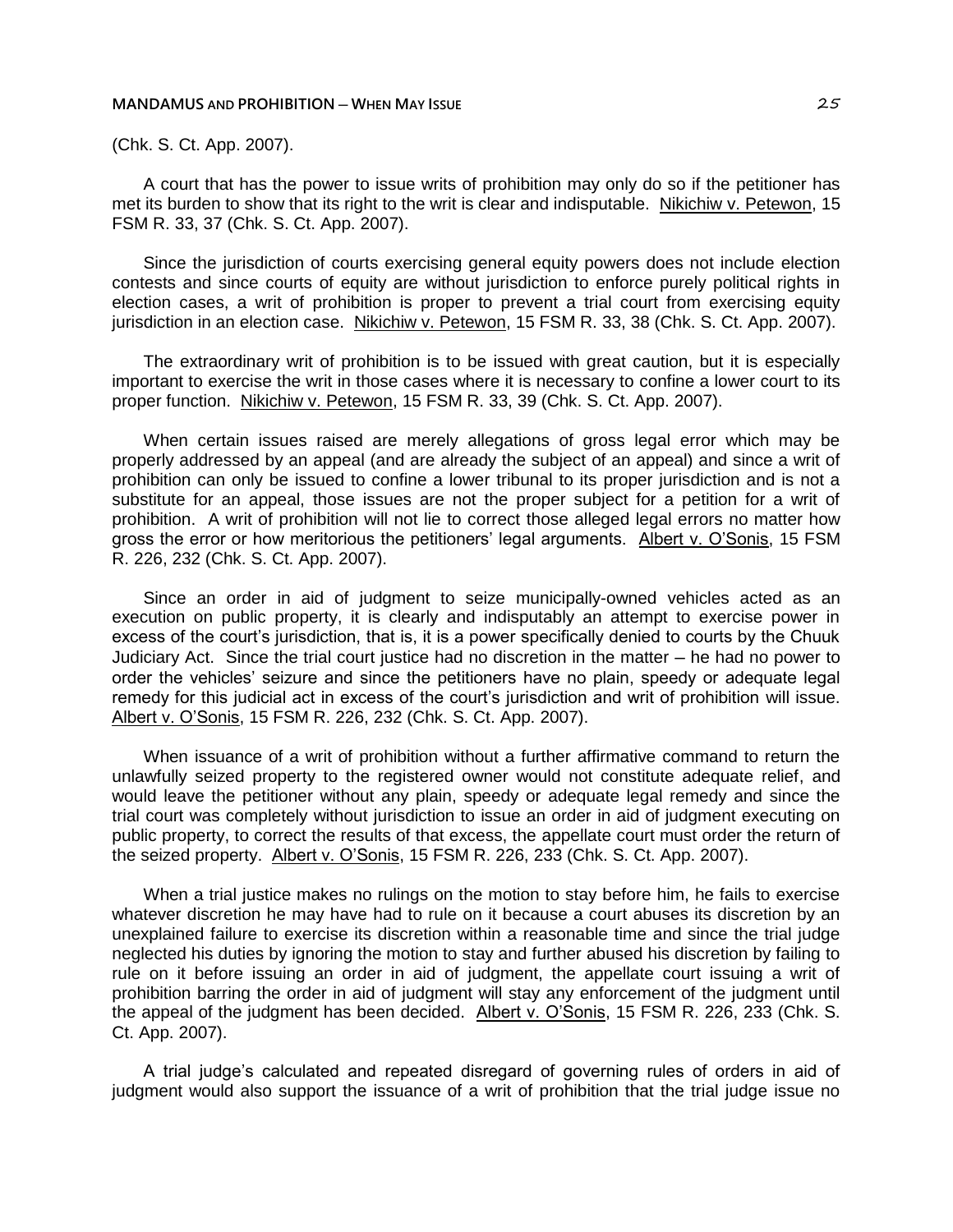(Chk. S. Ct. App. 2007).

A court that has the power to issue writs of prohibition may only do so if the petitioner has met its burden to show that its right to the writ is clear and indisputable. Nikichiw v. Petewon, 15 FSM R. 33, 37 (Chk. S. Ct. App. 2007).

Since the jurisdiction of courts exercising general equity powers does not include election contests and since courts of equity are without jurisdiction to enforce purely political rights in election cases, a writ of prohibition is proper to prevent a trial court from exercising equity jurisdiction in an election case. Nikichiw v. Petewon, 15 FSM R. 33, 38 (Chk. S. Ct. App. 2007).

The extraordinary writ of prohibition is to be issued with great caution, but it is especially important to exercise the writ in those cases where it is necessary to confine a lower court to its proper function. Nikichiw v. Petewon, 15 FSM R. 33, 39 (Chk. S. Ct. App. 2007).

When certain issues raised are merely allegations of gross legal error which may be properly addressed by an appeal (and are already the subject of an appeal) and since a writ of prohibition can only be issued to confine a lower tribunal to its proper jurisdiction and is not a substitute for an appeal, those issues are not the proper subject for a petition for a writ of prohibition. A writ of prohibition will not lie to correct those alleged legal errors no matter how gross the error or how meritorious the petitioners' legal arguments. Albert v. O'Sonis, 15 FSM R. 226, 232 (Chk. S. Ct. App. 2007).

Since an order in aid of judgment to seize municipally-owned vehicles acted as an execution on public property, it is clearly and indisputably an attempt to exercise power in excess of the court's jurisdiction, that is, it is a power specifically denied to courts by the Chuuk Judiciary Act. Since the trial court justice had no discretion in the matter – he had no power to order the vehicles' seizure and since the petitioners have no plain, speedy or adequate legal remedy for this judicial act in excess of the court's jurisdiction and writ of prohibition will issue. Albert v. O'Sonis, 15 FSM R. 226, 232 (Chk. S. Ct. App. 2007).

When issuance of a writ of prohibition without a further affirmative command to return the unlawfully seized property to the registered owner would not constitute adequate relief, and would leave the petitioner without any plain, speedy or adequate legal remedy and since the trial court was completely without jurisdiction to issue an order in aid of judgment executing on public property, to correct the results of that excess, the appellate court must order the return of the seized property. Albert v. O'Sonis, 15 FSM R. 226, 233 (Chk. S. Ct. App. 2007).

When a trial justice makes no rulings on the motion to stay before him, he fails to exercise whatever discretion he may have had to rule on it because a court abuses its discretion by an unexplained failure to exercise its discretion within a reasonable time and since the trial judge neglected his duties by ignoring the motion to stay and further abused his discretion by failing to rule on it before issuing an order in aid of judgment, the appellate court issuing a writ of prohibition barring the order in aid of judgment will stay any enforcement of the judgment until the appeal of the judgment has been decided. Albert v. O'Sonis, 15 FSM R. 226, 233 (Chk. S. Ct. App. 2007).

A trial judge's calculated and repeated disregard of governing rules of orders in aid of judgment would also support the issuance of a writ of prohibition that the trial judge issue no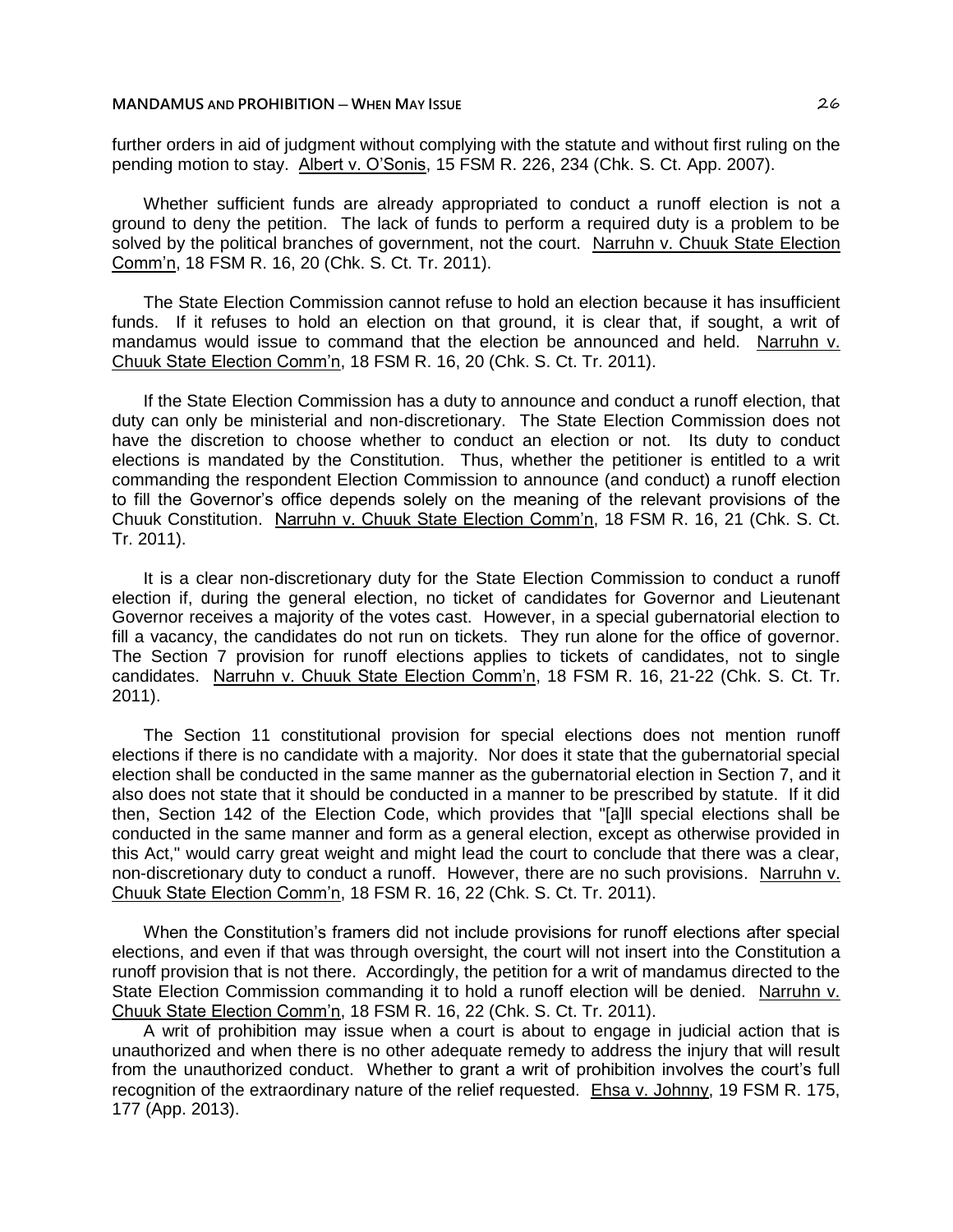further orders in aid of judgment without complying with the statute and without first ruling on the pending motion to stay. Albert v. O'Sonis, 15 FSM R. 226, 234 (Chk. S. Ct. App. 2007).

Whether sufficient funds are already appropriated to conduct a runoff election is not a ground to deny the petition. The lack of funds to perform a required duty is a problem to be solved by the political branches of government, not the court. Narruhn v. Chuuk State Election Comm'n, 18 FSM R. 16, 20 (Chk. S. Ct. Tr. 2011).

The State Election Commission cannot refuse to hold an election because it has insufficient funds. If it refuses to hold an election on that ground, it is clear that, if sought, a writ of mandamus would issue to command that the election be announced and held. Narruhn v. Chuuk State Election Comm'n, 18 FSM R. 16, 20 (Chk. S. Ct. Tr. 2011).

If the State Election Commission has a duty to announce and conduct a runoff election, that duty can only be ministerial and non-discretionary. The State Election Commission does not have the discretion to choose whether to conduct an election or not. Its duty to conduct elections is mandated by the Constitution. Thus, whether the petitioner is entitled to a writ commanding the respondent Election Commission to announce (and conduct) a runoff election to fill the Governor's office depends solely on the meaning of the relevant provisions of the Chuuk Constitution. Narruhn v. Chuuk State Election Comm'n, 18 FSM R. 16, 21 (Chk. S. Ct. Tr. 2011).

It is a clear non-discretionary duty for the State Election Commission to conduct a runoff election if, during the general election, no ticket of candidates for Governor and Lieutenant Governor receives a majority of the votes cast. However, in a special gubernatorial election to fill a vacancy, the candidates do not run on tickets. They run alone for the office of governor. The Section 7 provision for runoff elections applies to tickets of candidates, not to single candidates. Narruhn v. Chuuk State Election Comm'n, 18 FSM R. 16, 21-22 (Chk. S. Ct. Tr. 2011).

The Section 11 constitutional provision for special elections does not mention runoff elections if there is no candidate with a majority. Nor does it state that the gubernatorial special election shall be conducted in the same manner as the gubernatorial election in Section 7, and it also does not state that it should be conducted in a manner to be prescribed by statute. If it did then, Section 142 of the Election Code, which provides that "[a]ll special elections shall be conducted in the same manner and form as a general election, except as otherwise provided in this Act," would carry great weight and might lead the court to conclude that there was a clear, non-discretionary duty to conduct a runoff. However, there are no such provisions. Narruhn v. Chuuk State Election Comm'n, 18 FSM R. 16, 22 (Chk. S. Ct. Tr. 2011).

When the Constitution's framers did not include provisions for runoff elections after special elections, and even if that was through oversight, the court will not insert into the Constitution a runoff provision that is not there. Accordingly, the petition for a writ of mandamus directed to the State Election Commission commanding it to hold a runoff election will be denied. Narruhn v. Chuuk State Election Comm'n, 18 FSM R. 16, 22 (Chk. S. Ct. Tr. 2011).

A writ of prohibition may issue when a court is about to engage in judicial action that is unauthorized and when there is no other adequate remedy to address the injury that will result from the unauthorized conduct. Whether to grant a writ of prohibition involves the court's full recognition of the extraordinary nature of the relief requested. Ehsa v. Johnny, 19 FSM R. 175, 177 (App. 2013).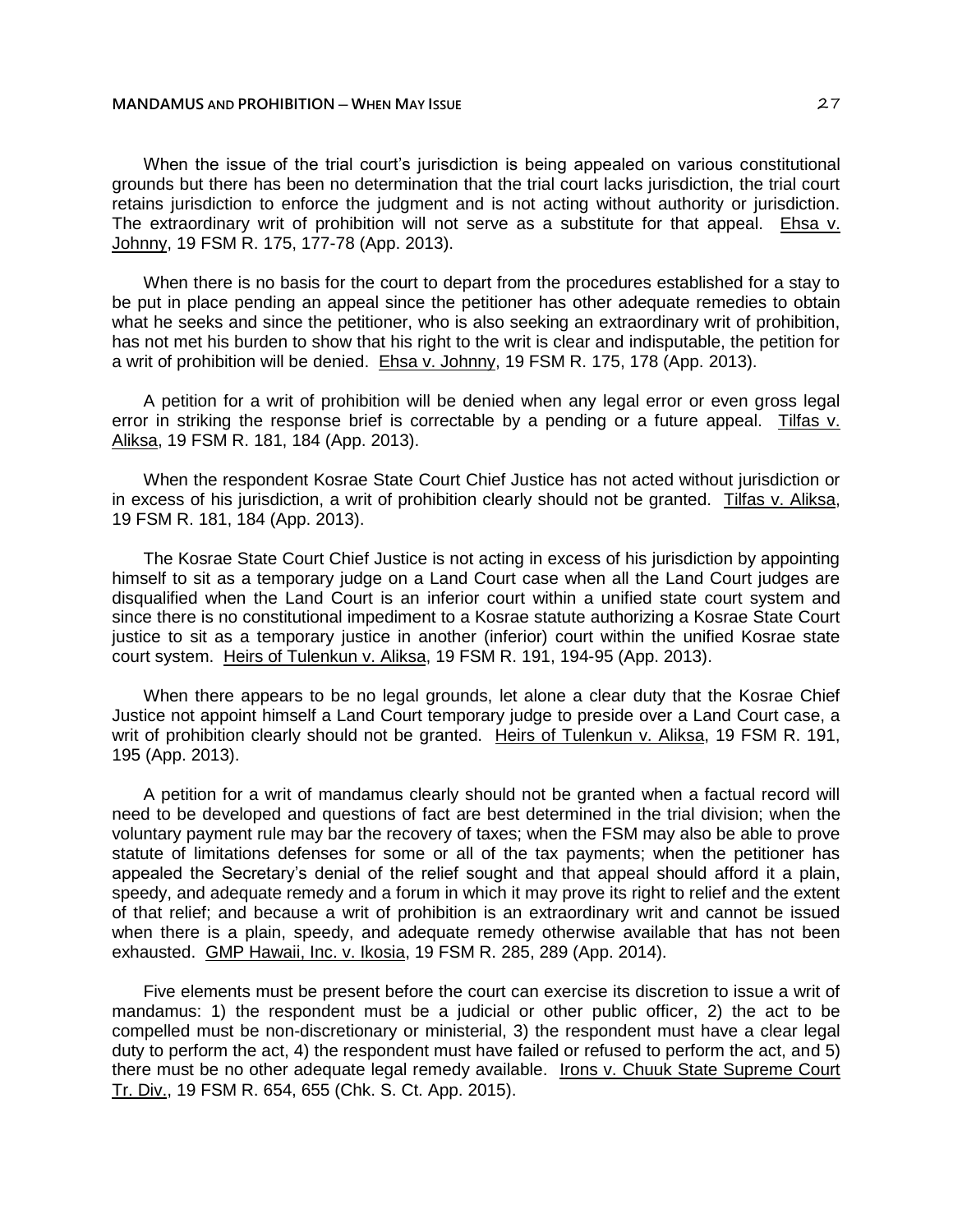When the issue of the trial court's jurisdiction is being appealed on various constitutional grounds but there has been no determination that the trial court lacks jurisdiction, the trial court retains jurisdiction to enforce the judgment and is not acting without authority or jurisdiction. The extraordinary writ of prohibition will not serve as a substitute for that appeal. Ehsa v. Johnny, 19 FSM R. 175, 177-78 (App. 2013).

When there is no basis for the court to depart from the procedures established for a stay to be put in place pending an appeal since the petitioner has other adequate remedies to obtain what he seeks and since the petitioner, who is also seeking an extraordinary writ of prohibition, has not met his burden to show that his right to the writ is clear and indisputable, the petition for a writ of prohibition will be denied. Ehsa v. Johnny, 19 FSM R. 175, 178 (App. 2013).

A petition for a writ of prohibition will be denied when any legal error or even gross legal error in striking the response brief is correctable by a pending or a future appeal. Tilfas v. Aliksa, 19 FSM R. 181, 184 (App. 2013).

When the respondent Kosrae State Court Chief Justice has not acted without jurisdiction or in excess of his jurisdiction, a writ of prohibition clearly should not be granted. Tilfas v. Aliksa, 19 FSM R. 181, 184 (App. 2013).

The Kosrae State Court Chief Justice is not acting in excess of his jurisdiction by appointing himself to sit as a temporary judge on a Land Court case when all the Land Court judges are disqualified when the Land Court is an inferior court within a unified state court system and since there is no constitutional impediment to a Kosrae statute authorizing a Kosrae State Court justice to sit as a temporary justice in another (inferior) court within the unified Kosrae state court system. Heirs of Tulenkun v. Aliksa, 19 FSM R. 191, 194-95 (App. 2013).

When there appears to be no legal grounds, let alone a clear duty that the Kosrae Chief Justice not appoint himself a Land Court temporary judge to preside over a Land Court case, a writ of prohibition clearly should not be granted. Heirs of Tulenkun v. Aliksa, 19 FSM R. 191, 195 (App. 2013).

A petition for a writ of mandamus clearly should not be granted when a factual record will need to be developed and questions of fact are best determined in the trial division; when the voluntary payment rule may bar the recovery of taxes; when the FSM may also be able to prove statute of limitations defenses for some or all of the tax payments; when the petitioner has appealed the Secretary's denial of the relief sought and that appeal should afford it a plain, speedy, and adequate remedy and a forum in which it may prove its right to relief and the extent of that relief; and because a writ of prohibition is an extraordinary writ and cannot be issued when there is a plain, speedy, and adequate remedy otherwise available that has not been exhausted. GMP Hawaii, Inc. v. Ikosia, 19 FSM R. 285, 289 (App. 2014).

Five elements must be present before the court can exercise its discretion to issue a writ of mandamus: 1) the respondent must be a judicial or other public officer, 2) the act to be compelled must be non-discretionary or ministerial, 3) the respondent must have a clear legal duty to perform the act, 4) the respondent must have failed or refused to perform the act, and 5) there must be no other adequate legal remedy available. Irons v. Chuuk State Supreme Court Tr. Div., 19 FSM R. 654, 655 (Chk. S. Ct. App. 2015).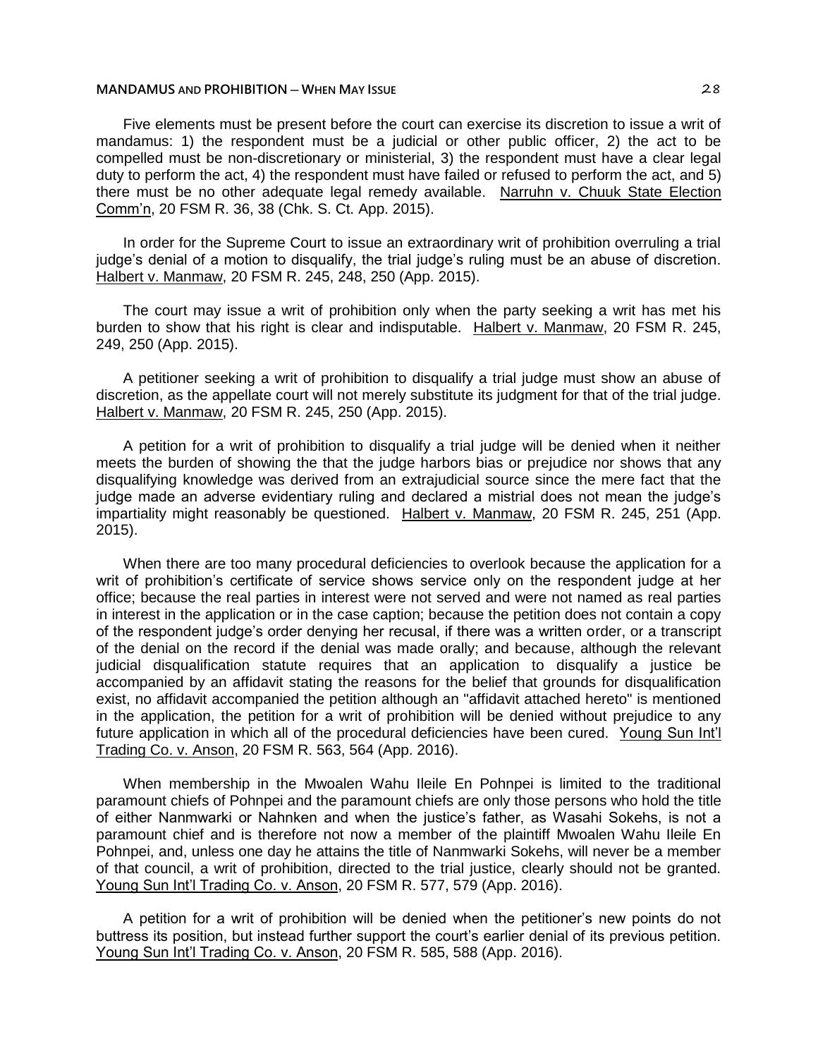Five elements must be present before the court can exercise its discretion to issue a writ of mandamus: 1) the respondent must be a judicial or other public officer, 2) the act to be compelled must be non-discretionary or ministerial, 3) the respondent must have a clear legal duty to perform the act, 4) the respondent must have failed or refused to perform the act, and 5) there must be no other adequate legal remedy available. Narruhn v. Chuuk State Election Comm'n, 20 FSM R. 36, 38 (Chk. S. Ct. App. 2015).

In order for the Supreme Court to issue an extraordinary writ of prohibition overruling a trial judge's denial of a motion to disqualify, the trial judge's ruling must be an abuse of discretion. Halbert v. Manmaw, 20 FSM R. 245, 248, 250 (App. 2015).

The court may issue a writ of prohibition only when the party seeking a writ has met his burden to show that his right is clear and indisputable. Halbert v. Manmaw, 20 FSM R. 245, 249, 250 (App. 2015).

A petitioner seeking a writ of prohibition to disqualify a trial judge must show an abuse of discretion, as the appellate court will not merely substitute its judgment for that of the trial judge. Halbert v. Manmaw, 20 FSM R. 245, 250 (App. 2015).

A petition for a writ of prohibition to disqualify a trial judge will be denied when it neither meets the burden of showing the that the judge harbors bias or prejudice nor shows that any disqualifying knowledge was derived from an extrajudicial source since the mere fact that the judge made an adverse evidentiary ruling and declared a mistrial does not mean the judge's impartiality might reasonably be questioned. Halbert v. Manmaw, 20 FSM R. 245, 251 (App. 2015).

When there are too many procedural deficiencies to overlook because the application for a writ of prohibition's certificate of service shows service only on the respondent judge at her office; because the real parties in interest were not served and were not named as real parties in interest in the application or in the case caption; because the petition does not contain a copy of the respondent judge's order denying her recusal, if there was a written order, or a transcript of the denial on the record if the denial was made orally; and because, although the relevant judicial disqualification statute requires that an application to disqualify a justice be accompanied by an affidavit stating the reasons for the belief that grounds for disqualification exist, no affidavit accompanied the petition although an "affidavit attached hereto" is mentioned in the application, the petition for a writ of prohibition will be denied without prejudice to any future application in which all of the procedural deficiencies have been cured. Young Sun Int'l Trading Co. v. Anson, 20 FSM R. 563, 564 (App. 2016).

When membership in the Mwoalen Wahu Ileile En Pohnpei is limited to the traditional paramount chiefs of Pohnpei and the paramount chiefs are only those persons who hold the title of either Nanmwarki or Nahnken and when the justice's father, as Wasahi Sokehs, is not a paramount chief and is therefore not now a member of the plaintiff Mwoalen Wahu Ileile En Pohnpei, and, unless one day he attains the title of Nanmwarki Sokehs, will never be a member of that council, a writ of prohibition, directed to the trial justice, clearly should not be granted. Young Sun Int'l Trading Co. v. Anson, 20 FSM R. 577, 579 (App. 2016).

A petition for a writ of prohibition will be denied when the petitioner's new points do not buttress its position, but instead further support the court's earlier denial of its previous petition. Young Sun Int'l Trading Co. v. Anson, 20 FSM R. 585, 588 (App. 2016).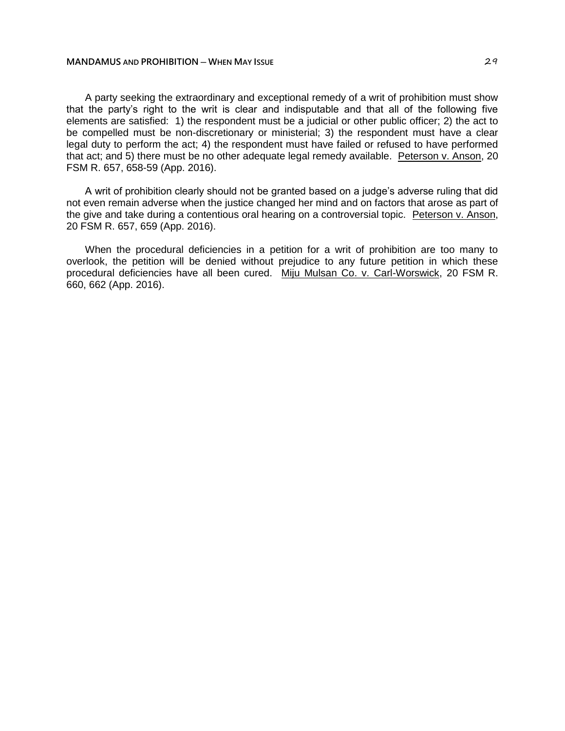A party seeking the extraordinary and exceptional remedy of a writ of prohibition must show that the party's right to the writ is clear and indisputable and that all of the following five elements are satisfied: 1) the respondent must be a judicial or other public officer; 2) the act to be compelled must be non-discretionary or ministerial; 3) the respondent must have a clear legal duty to perform the act; 4) the respondent must have failed or refused to have performed that act; and 5) there must be no other adequate legal remedy available. Peterson v. Anson, 20 FSM R. 657, 658-59 (App. 2016).

A writ of prohibition clearly should not be granted based on a judge's adverse ruling that did not even remain adverse when the justice changed her mind and on factors that arose as part of the give and take during a contentious oral hearing on a controversial topic. Peterson v. Anson, 20 FSM R. 657, 659 (App. 2016).

When the procedural deficiencies in a petition for a writ of prohibition are too many to overlook, the petition will be denied without prejudice to any future petition in which these procedural deficiencies have all been cured. Miju Mulsan Co. v. Carl-Worswick, 20 FSM R. 660, 662 (App. 2016).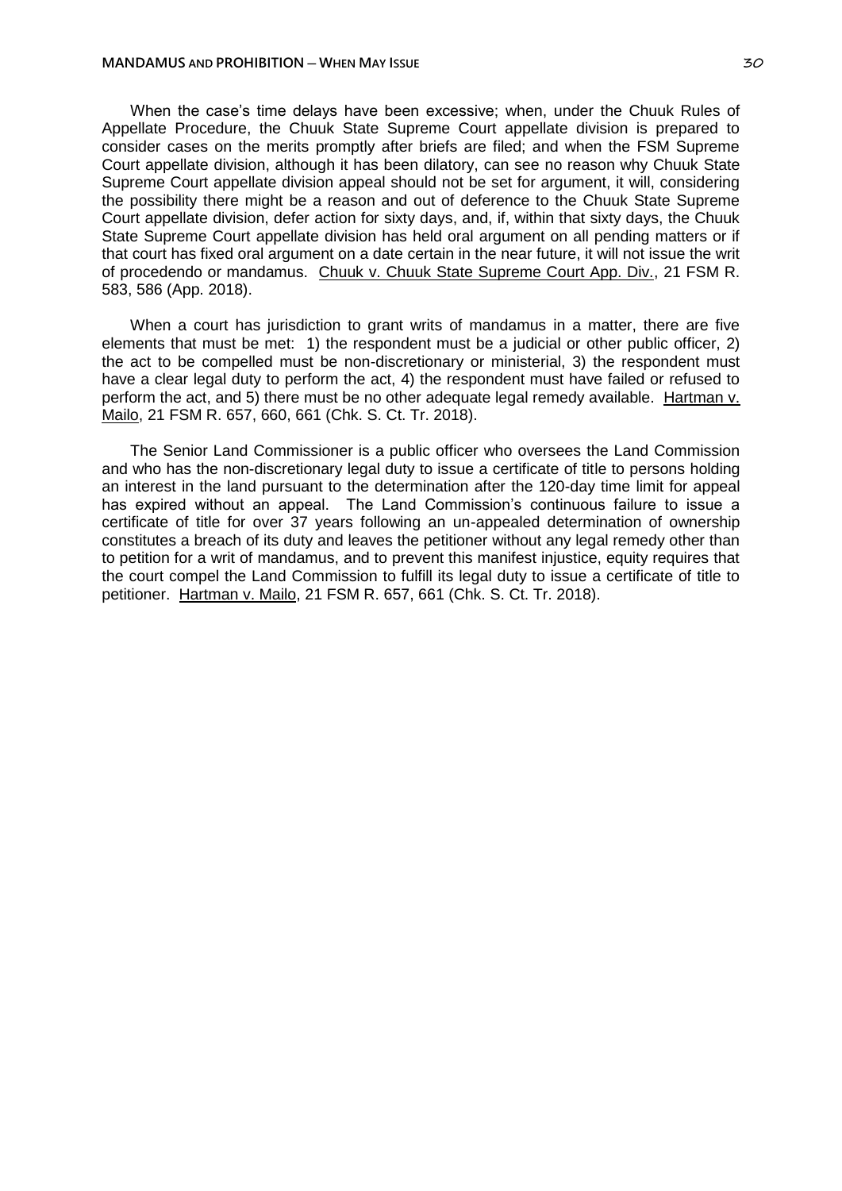When the case's time delays have been excessive; when, under the Chuuk Rules of Appellate Procedure, the Chuuk State Supreme Court appellate division is prepared to consider cases on the merits promptly after briefs are filed; and when the FSM Supreme Court appellate division, although it has been dilatory, can see no reason why Chuuk State Supreme Court appellate division appeal should not be set for argument, it will, considering the possibility there might be a reason and out of deference to the Chuuk State Supreme Court appellate division, defer action for sixty days, and, if, within that sixty days, the Chuuk State Supreme Court appellate division has held oral argument on all pending matters or if that court has fixed oral argument on a date certain in the near future, it will not issue the writ of procedendo or mandamus. Chuuk v. Chuuk State Supreme Court App. Div., 21 FSM R. 583, 586 (App. 2018).

When a court has jurisdiction to grant writs of mandamus in a matter, there are five elements that must be met: 1) the respondent must be a judicial or other public officer, 2) the act to be compelled must be non-discretionary or ministerial, 3) the respondent must have a clear legal duty to perform the act, 4) the respondent must have failed or refused to perform the act, and 5) there must be no other adequate legal remedy available. Hartman v. Mailo, 21 FSM R. 657, 660, 661 (Chk. S. Ct. Tr. 2018).

The Senior Land Commissioner is a public officer who oversees the Land Commission and who has the non-discretionary legal duty to issue a certificate of title to persons holding an interest in the land pursuant to the determination after the 120-day time limit for appeal has expired without an appeal. The Land Commission's continuous failure to issue a certificate of title for over 37 years following an un-appealed determination of ownership constitutes a breach of its duty and leaves the petitioner without any legal remedy other than to petition for a writ of mandamus, and to prevent this manifest injustice, equity requires that the court compel the Land Commission to fulfill its legal duty to issue a certificate of title to petitioner. Hartman v. Mailo, 21 FSM R. 657, 661 (Chk. S. Ct. Tr. 2018).